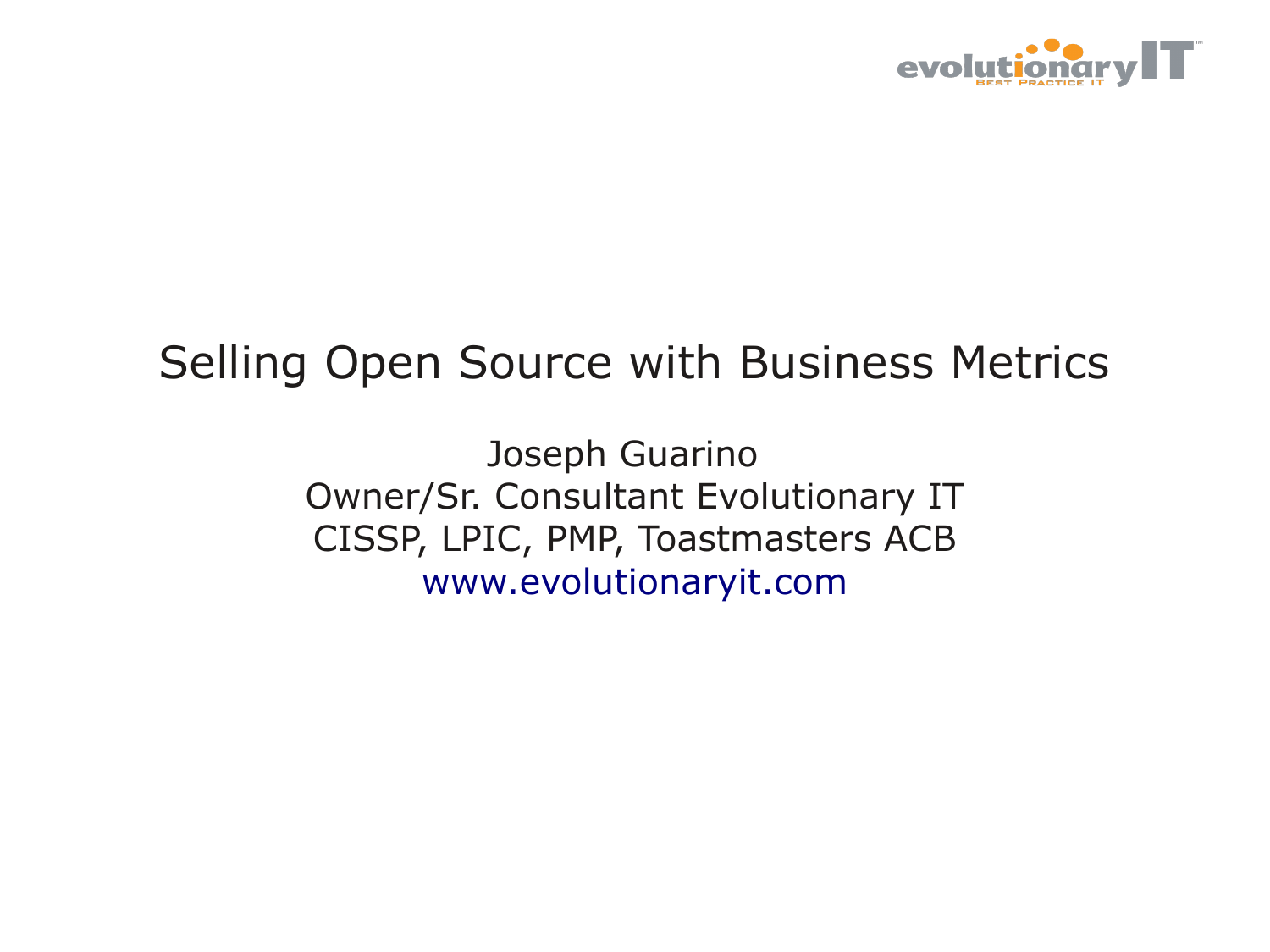# Selling Open Source with Business Metrics

Joseph Guarino

Owner/Sr. Consultant Evolutionary IT

CISSP, LPIC, PMP, Toastmasters ACB

www.evolutionaryit.com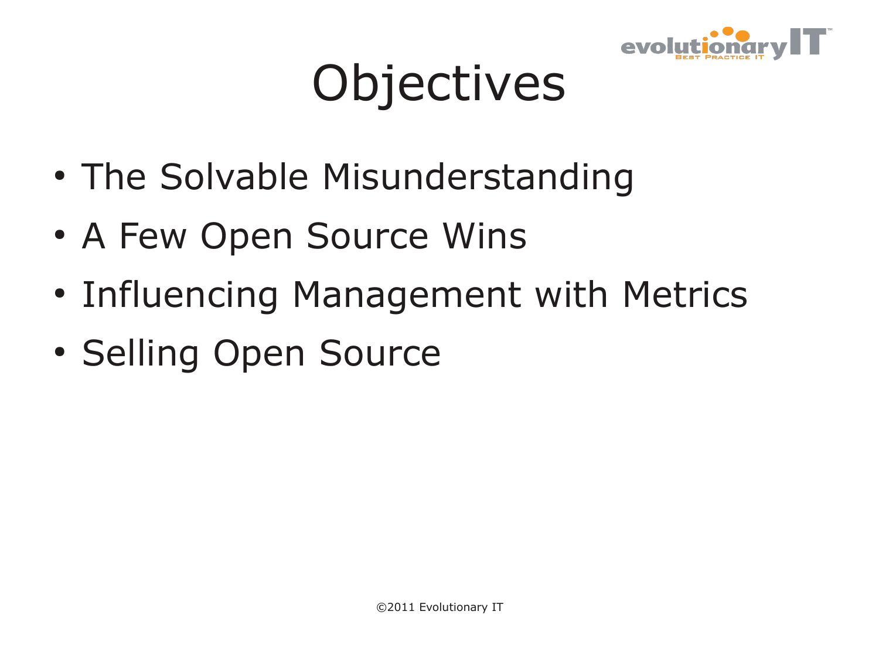# Objectives

- The Solvable Misunderstanding
- A Few Open Source Wins
- Influencing Management with Metrics
- Selling Open Source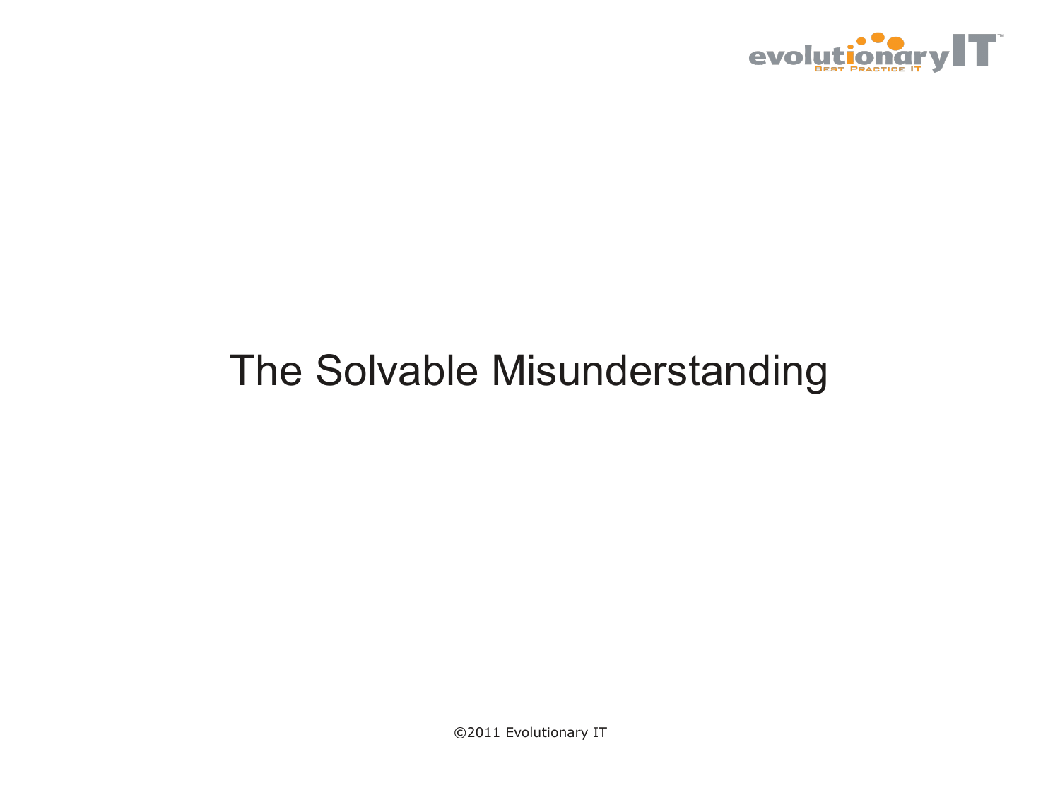# The Solvable Misunderstanding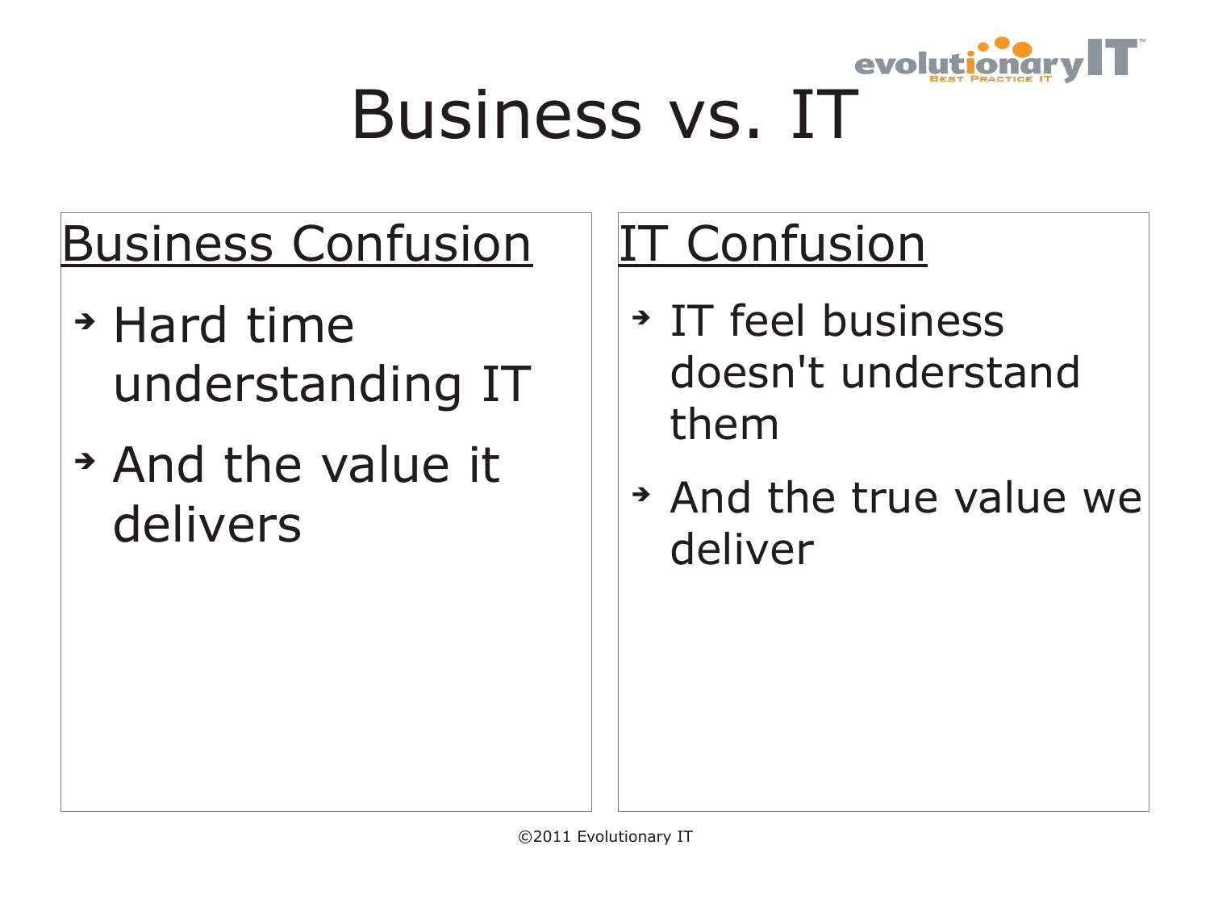# Business vs. IT

## Business Confusion

- Hard time understanding IT
- And the value it delivers

## IT Confusion

- IT feel business doesn't understand them
- And the true value we deliver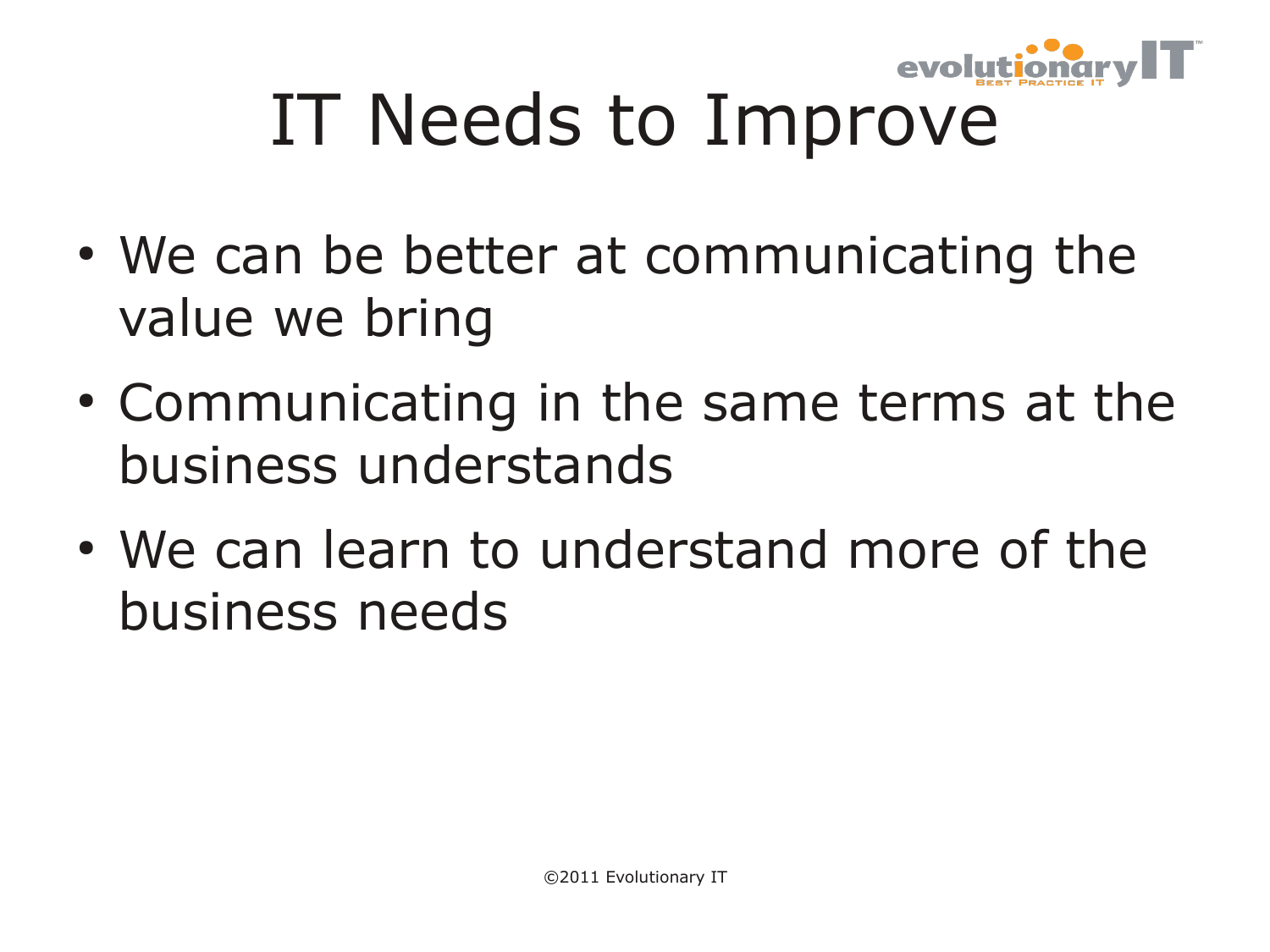# IT Needs to Improve

- We can be better at communicating the value we bring
- Communicating in the same terms at the business understands
- We can learn to understand more of the business needs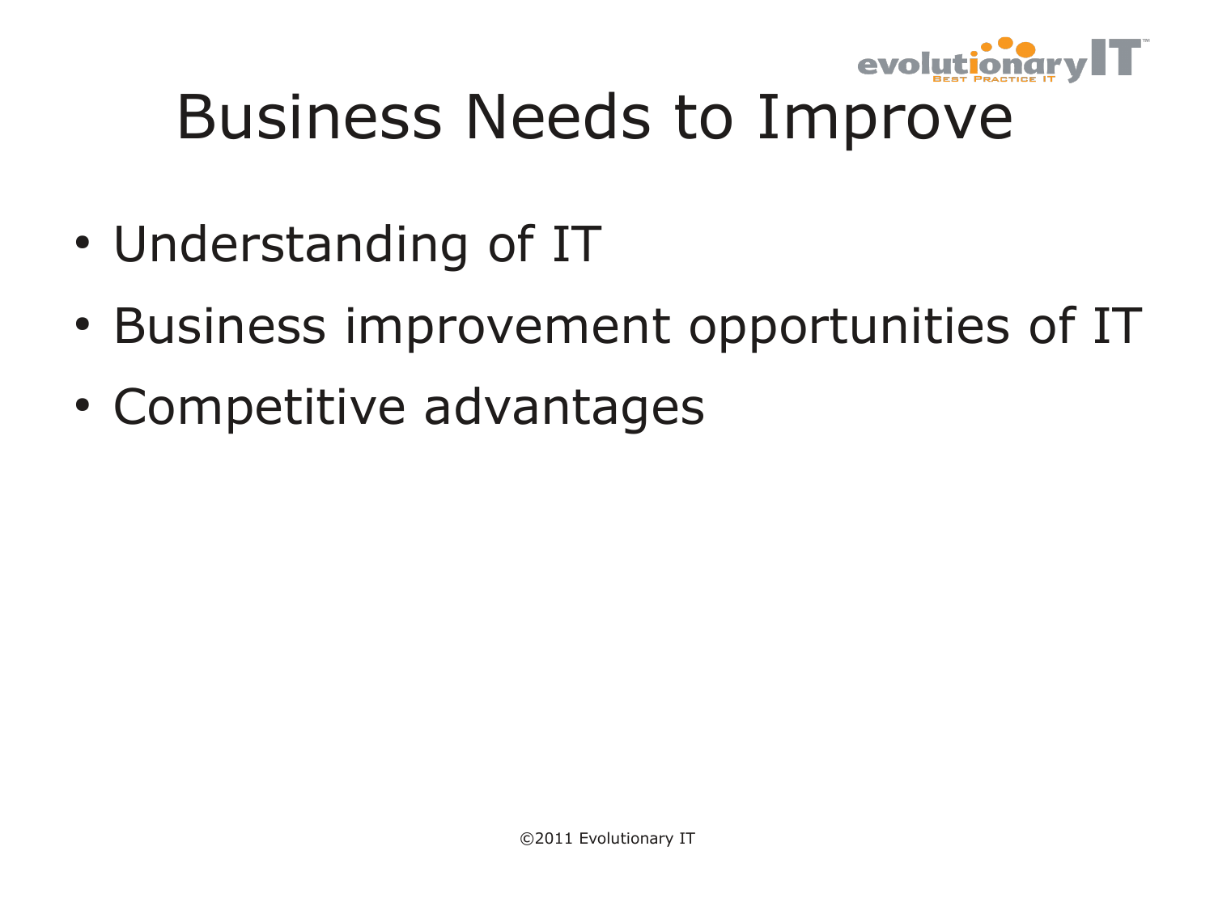# Business Needs to Improve

- Understanding of IT
- Business improvement opportunities of IT
- Competitive advantages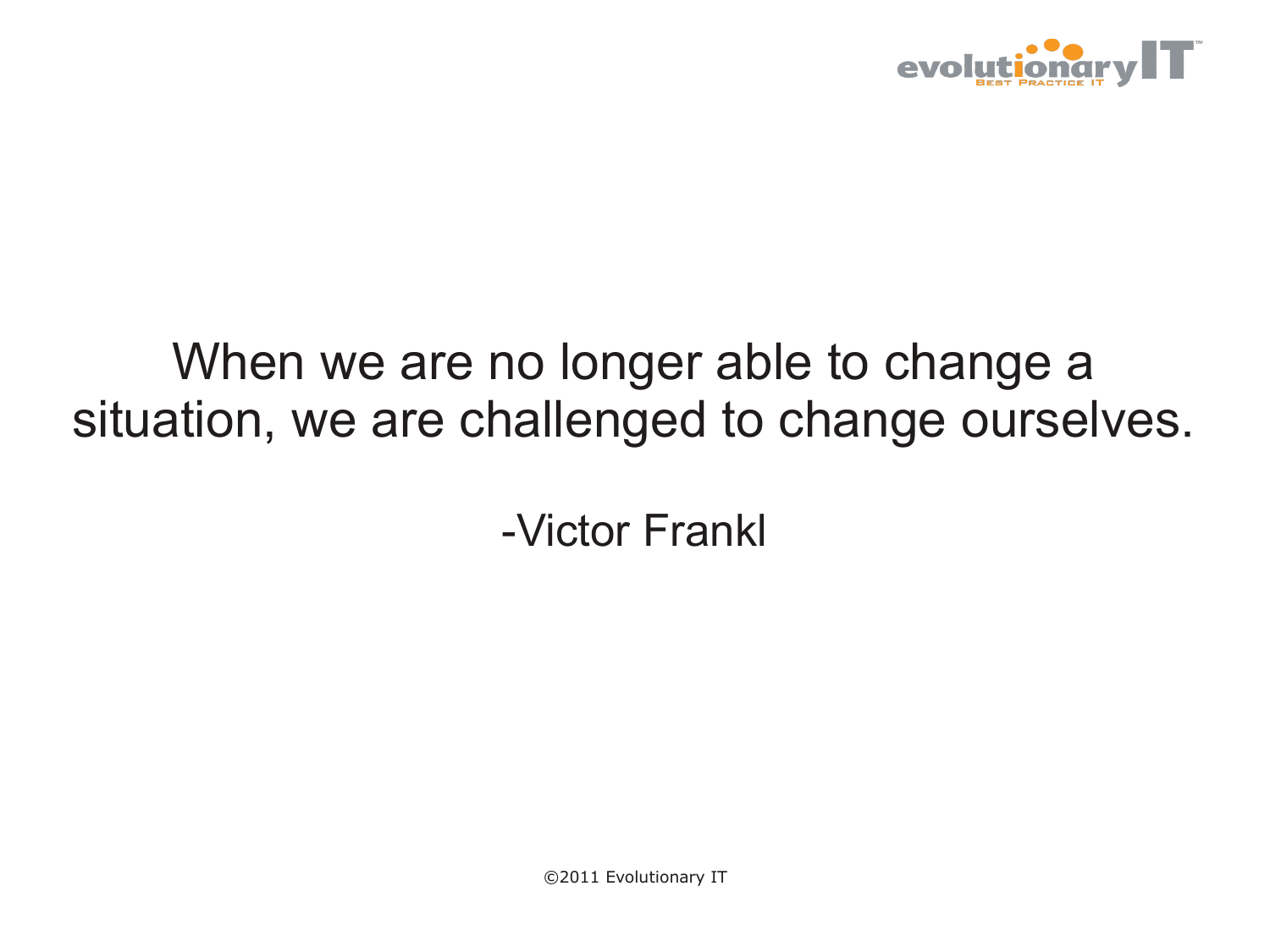When we are no longer able to change a situation, we are challenged to change ourselves.

-Victor Frankl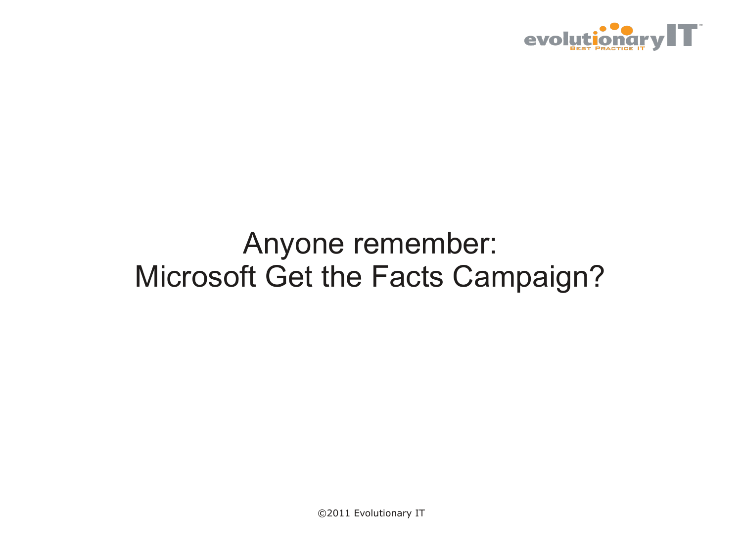Anyone remember:
Microsoft Get the Facts Campaign?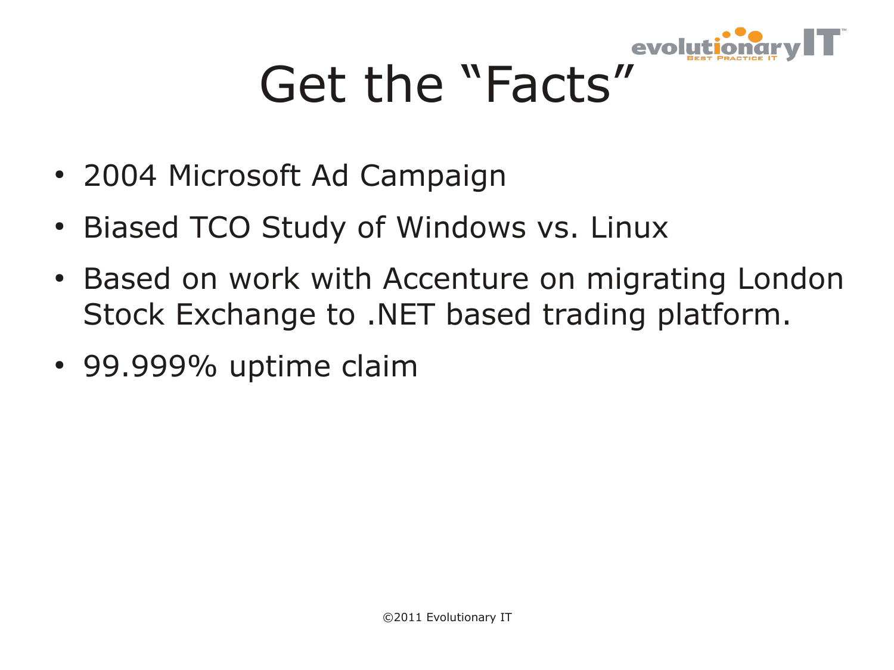# Get the "Facts"

- 2004 Microsoft Ad Campaign
- Biased TCO Study of Windows vs. Linux
- Based on work with Accenture on migrating London Stock Exchange to .NET based trading platform.
- 99.999% uptime claim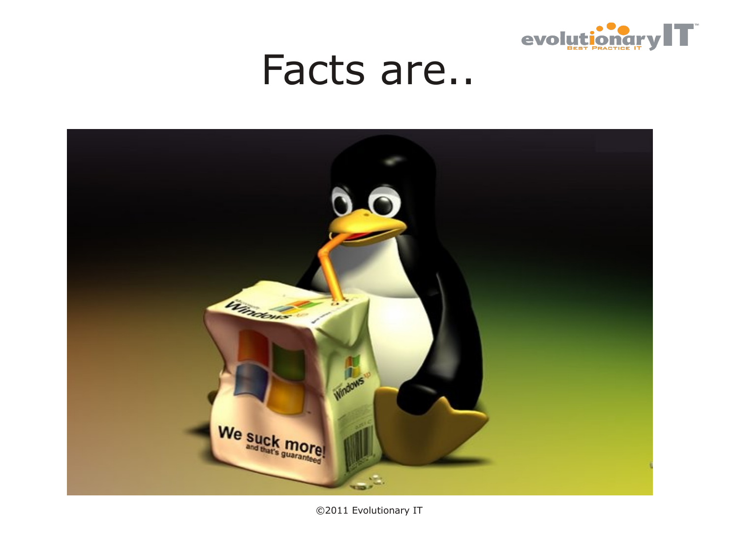# Facts are..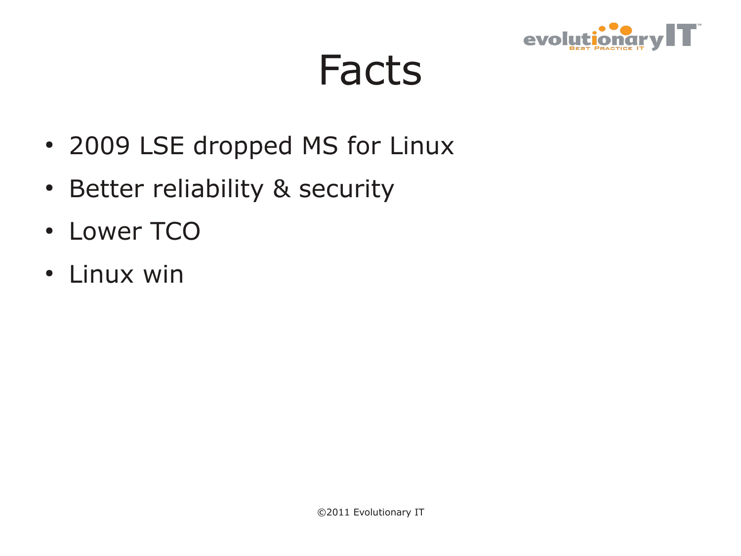# Facts

- 2009 LSE dropped MS for Linux
- Better reliability & security
- Lower TCO
- Linux win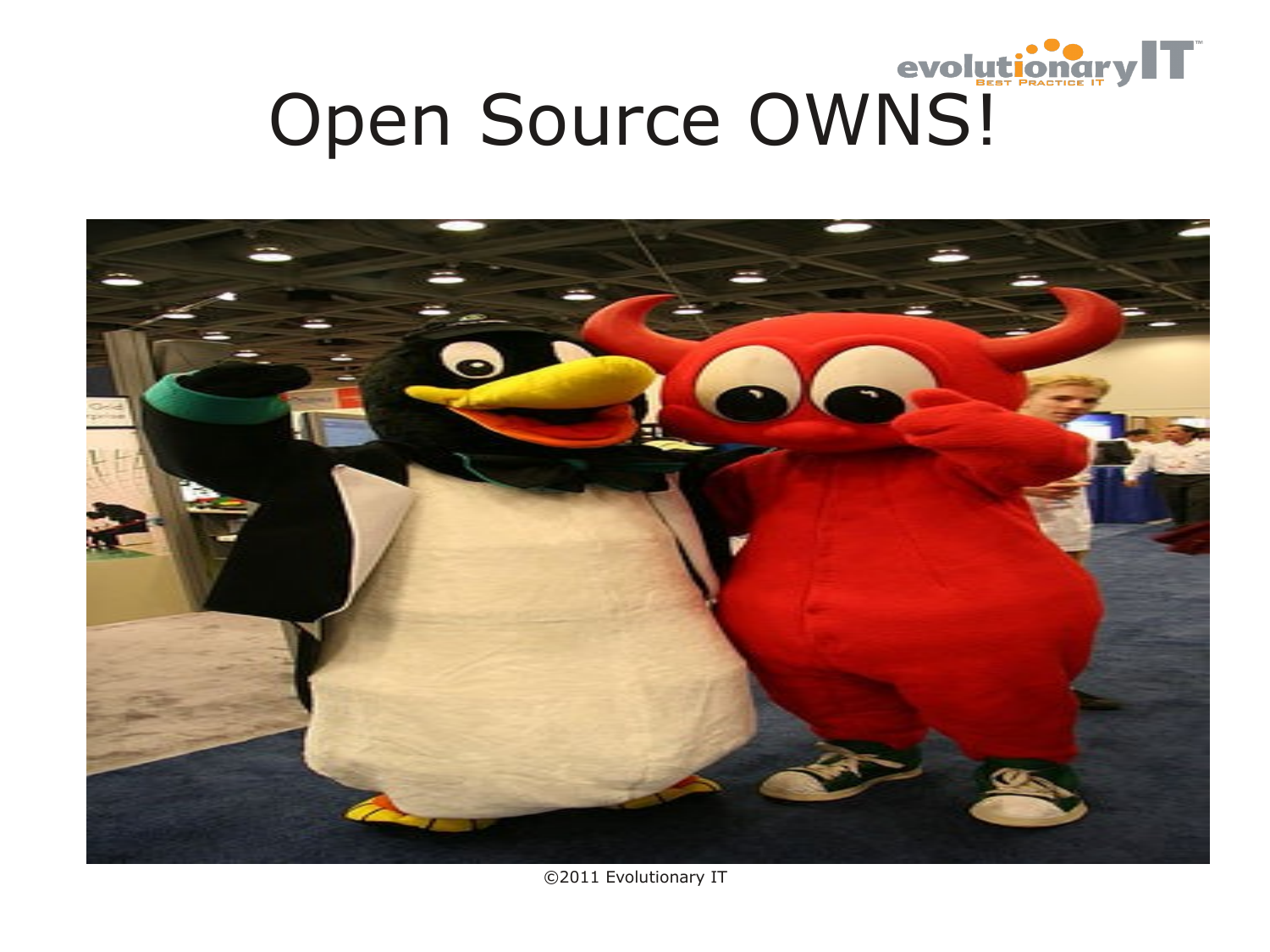# Open Source OWNS!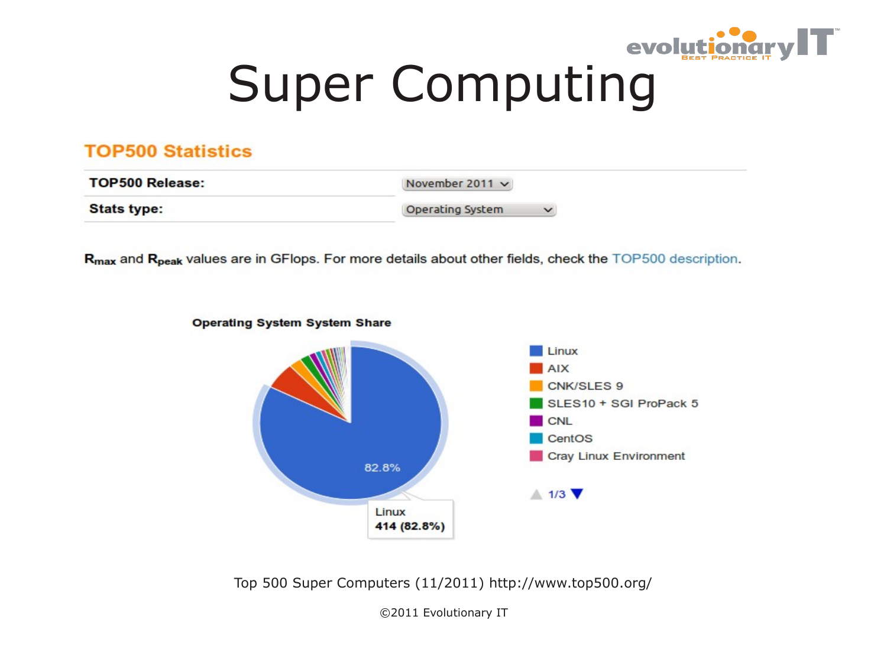# Super Computing

## TOP500 Statistics

| TOP500 Release: | November 2011 |
| --- | --- |
| Stats type: | Operating System |

$R_{max}$ and $R_{peak}$ values are in GFlops. For more details about other fields, check the TOP500 description.

**Operating System System Share**

- Linux
- AIX
- CNK/SLES 9
- SLES10 + SGI ProPack 5
- CNL
- CentOS
- Cray Linux Environment

1/3

82.8%

Linux
**414 (82.8%)**

Top 500 Super Computers (11/2011) http://www.top500.org/

©2011 Evolutionary IT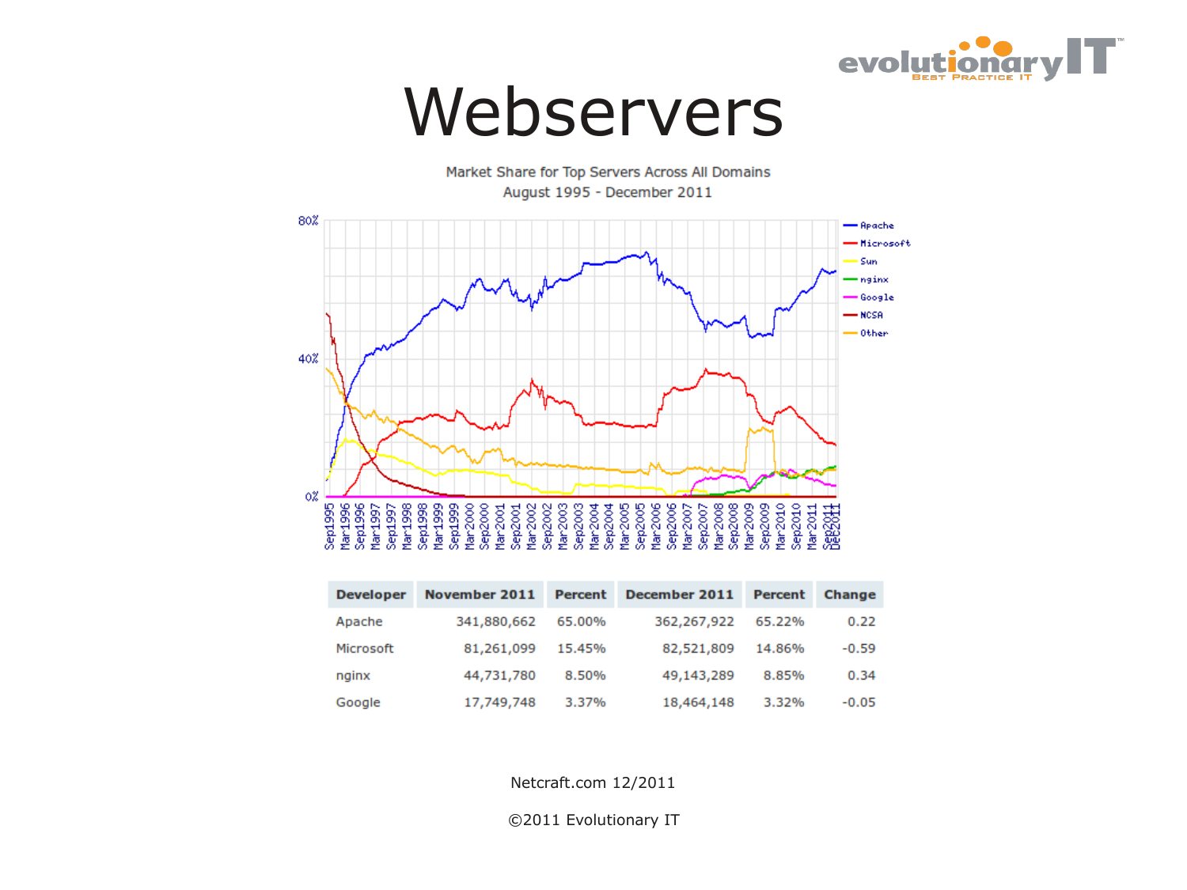# Webservers

Market Share for Top Servers Across All Domains
August 1995 - December 2011

| Developer | November 2011 | Percent | December 2011 | Percent | Change |
|---|---|---|---|---|---|
| Apache | 341,880,662 | 65.00% | 362,267,922 | 65.22% | 0.22 |
| Microsoft | 81,261,099 | 15.45% | 82,521,809 | 14.86% | -0.59 |
| nginx | 44,731,780 | 8.50% | 49,143,289 | 8.85% | 0.34 |
| Google | 17,749,748 | 3.37% | 18,464,148 | 3.32% | -0.05 |

Netcraft.com 12/2011

©2011 Evolutionary IT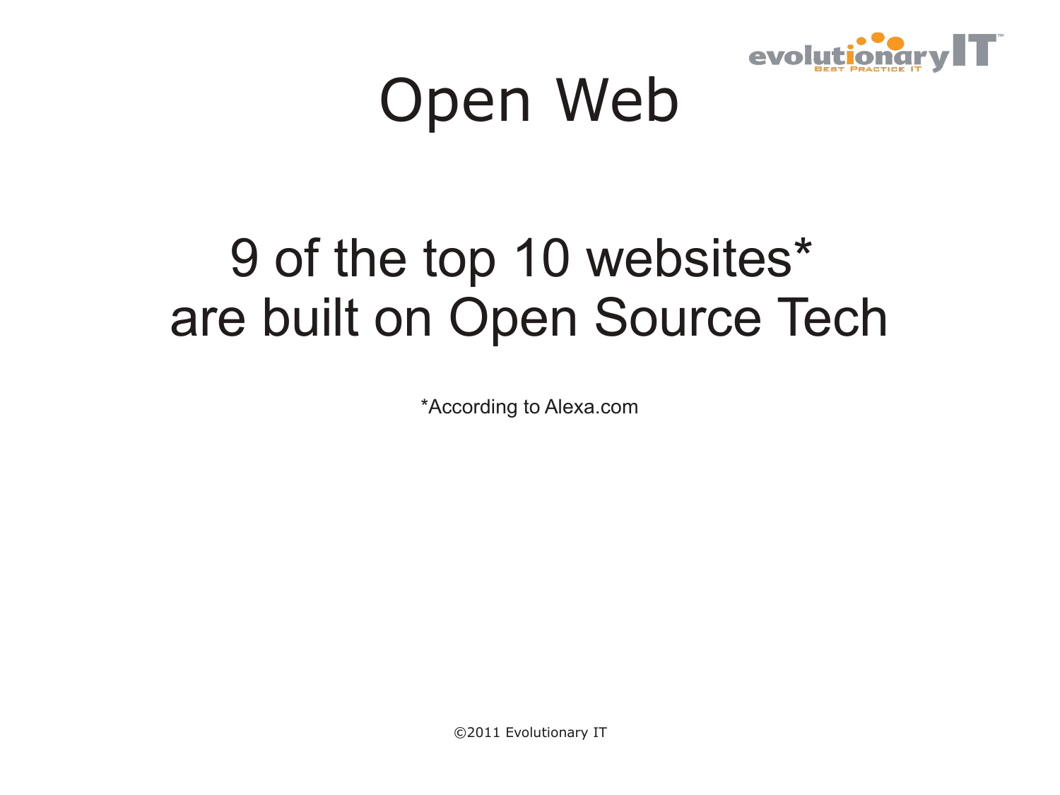# Open Web

9 of the top 10 websites*
are built on Open Source Tech

*According to Alexa.com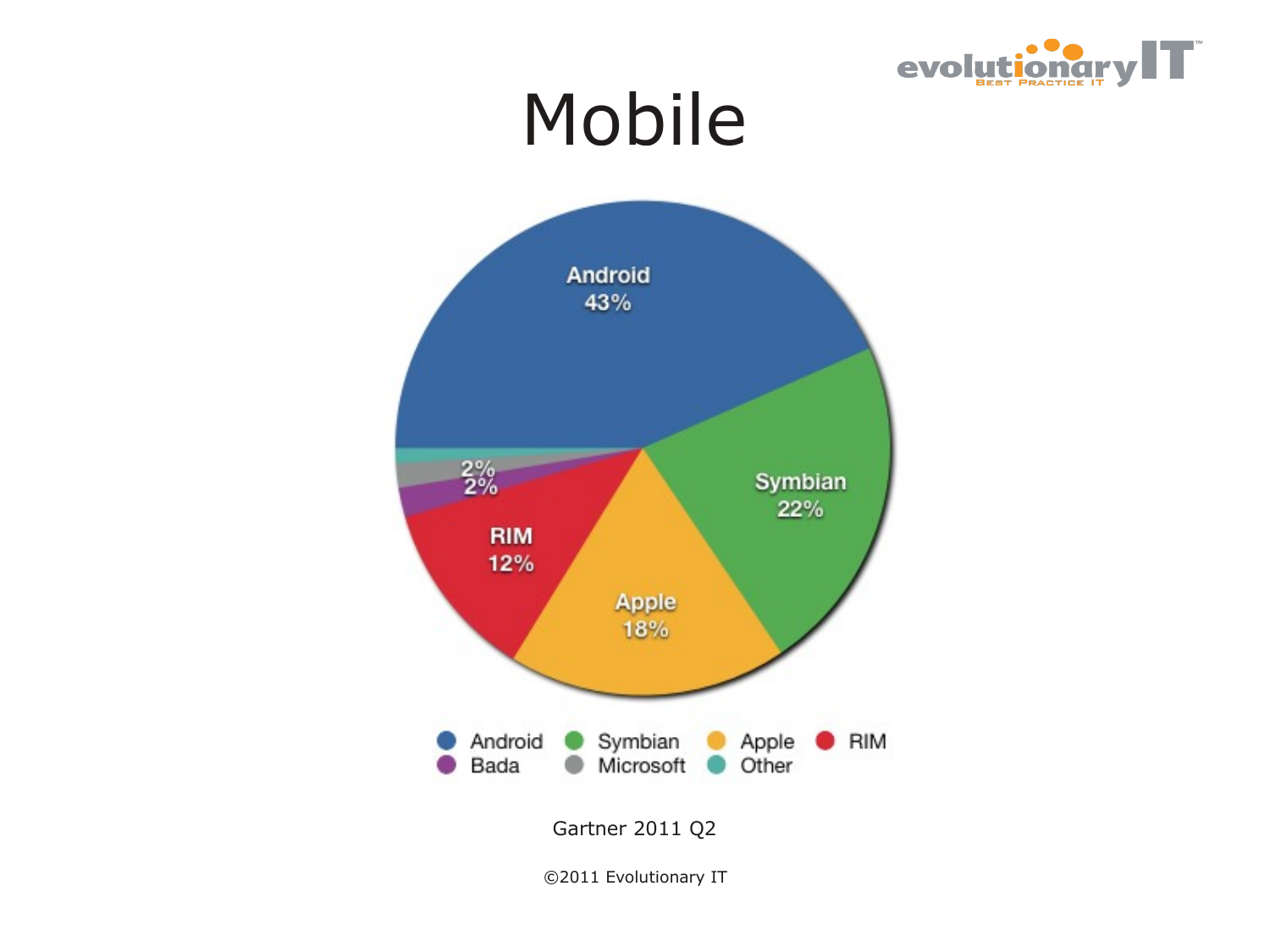# Mobile

Android 43%

Symbian 22%

Apple 18%

RIM 12%

2%

2%

Android, Symbian, Apple, RIM, Bada, Microsoft, Other

Gartner 2011 Q2

©2011 Evolutionary IT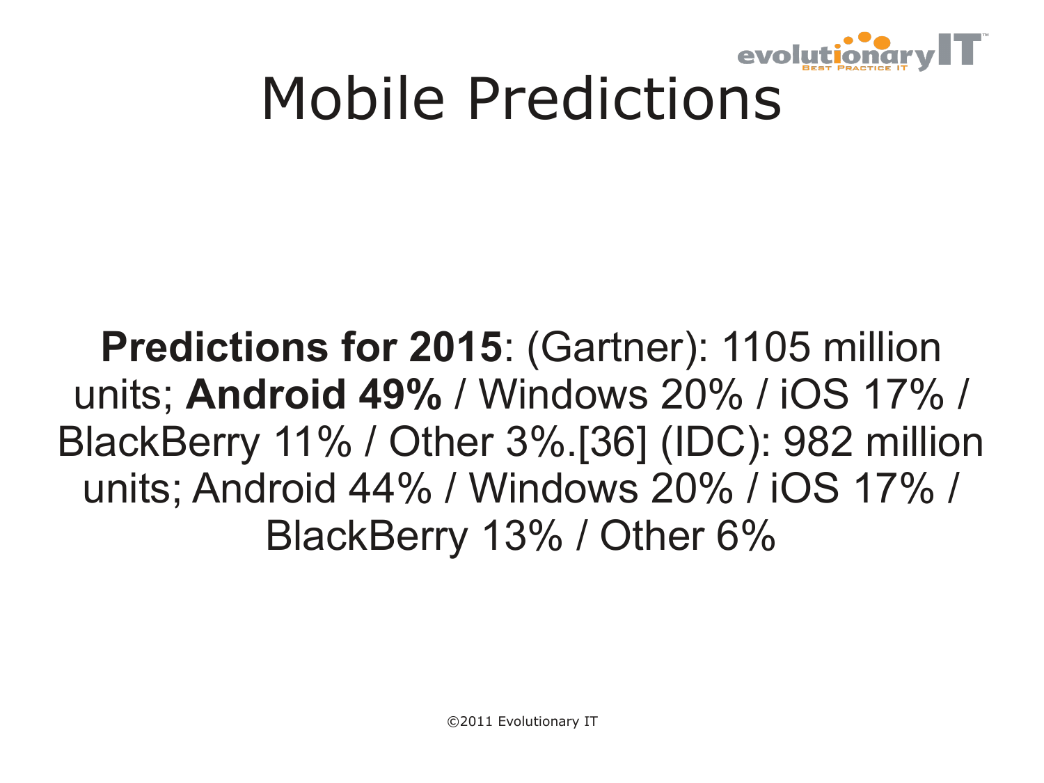# Mobile Predictions

**Predictions for 2015**: (Gartner): 1105 million units; **Android 49%** / Windows 20% / iOS 17% / BlackBerry 11% / Other 3%.[36] (IDC): 982 million units; Android 44% / Windows 20% / iOS 17% / BlackBerry 13% / Other 6%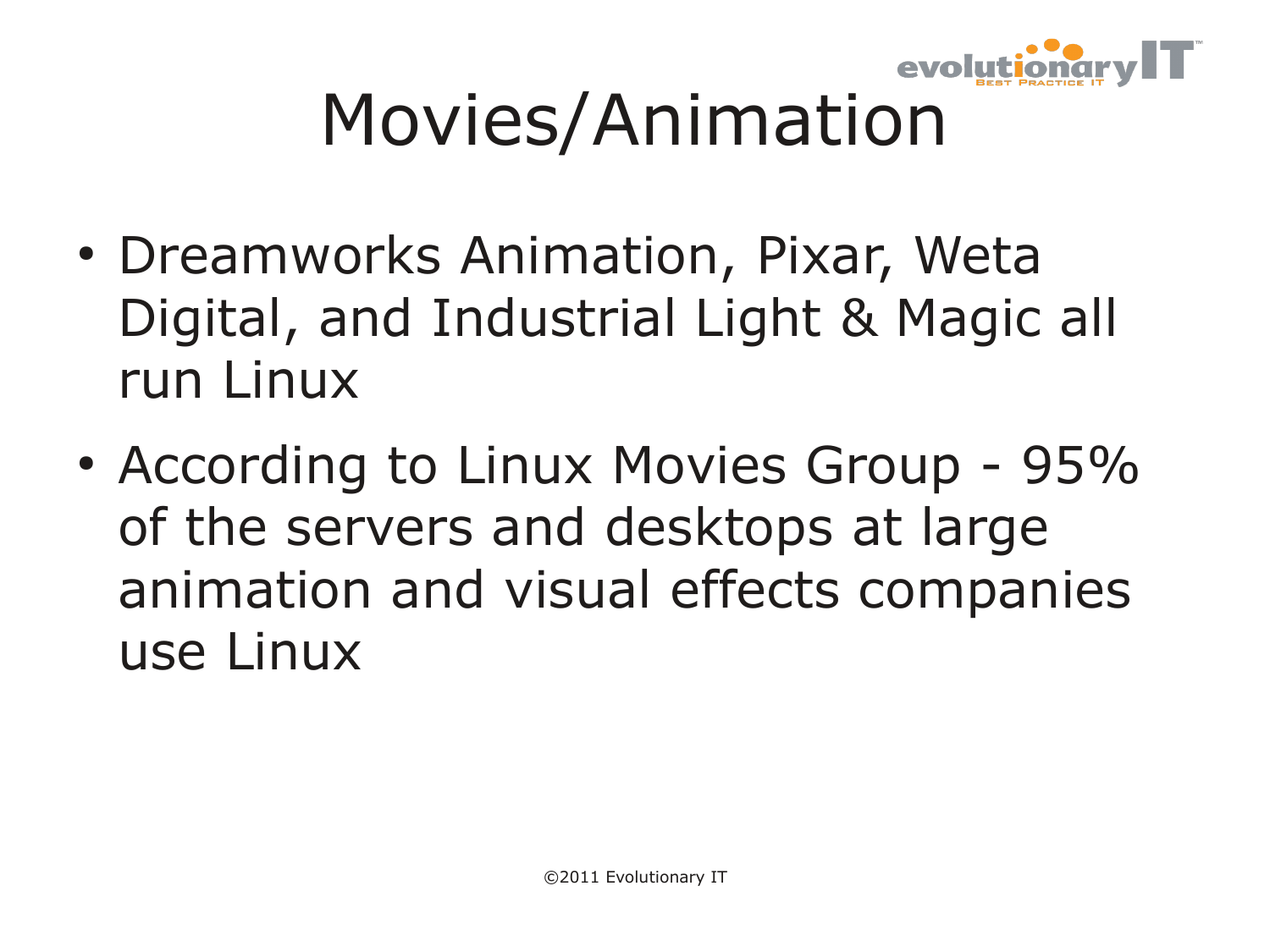# Movies/Animation

- Dreamworks Animation, Pixar, Weta Digital, and Industrial Light & Magic all run Linux
- According to Linux Movies Group - 95% of the servers and desktops at large animation and visual effects companies use Linux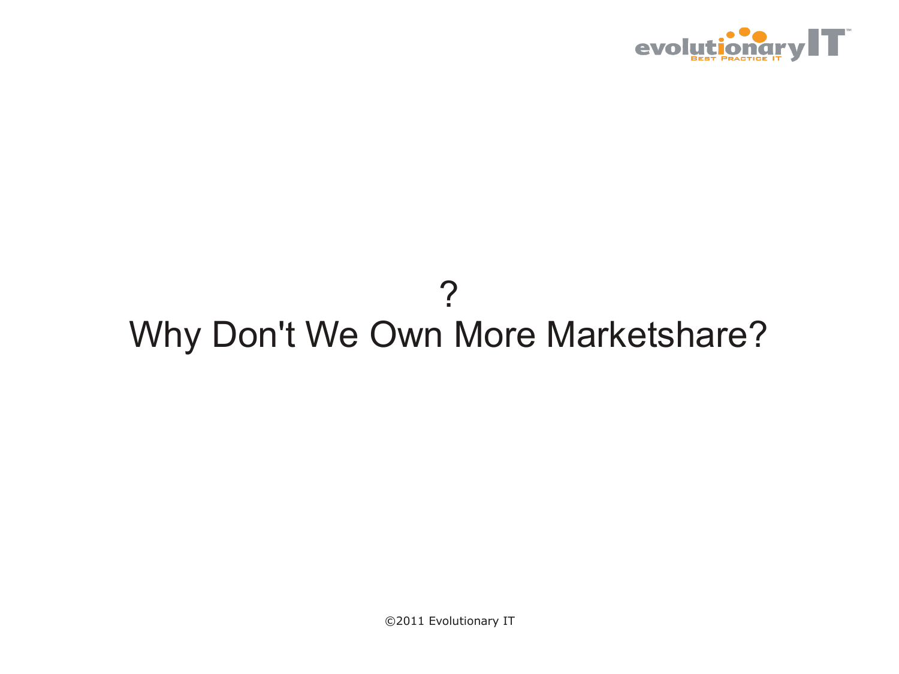?

# Why Don't We Own More Marketshare?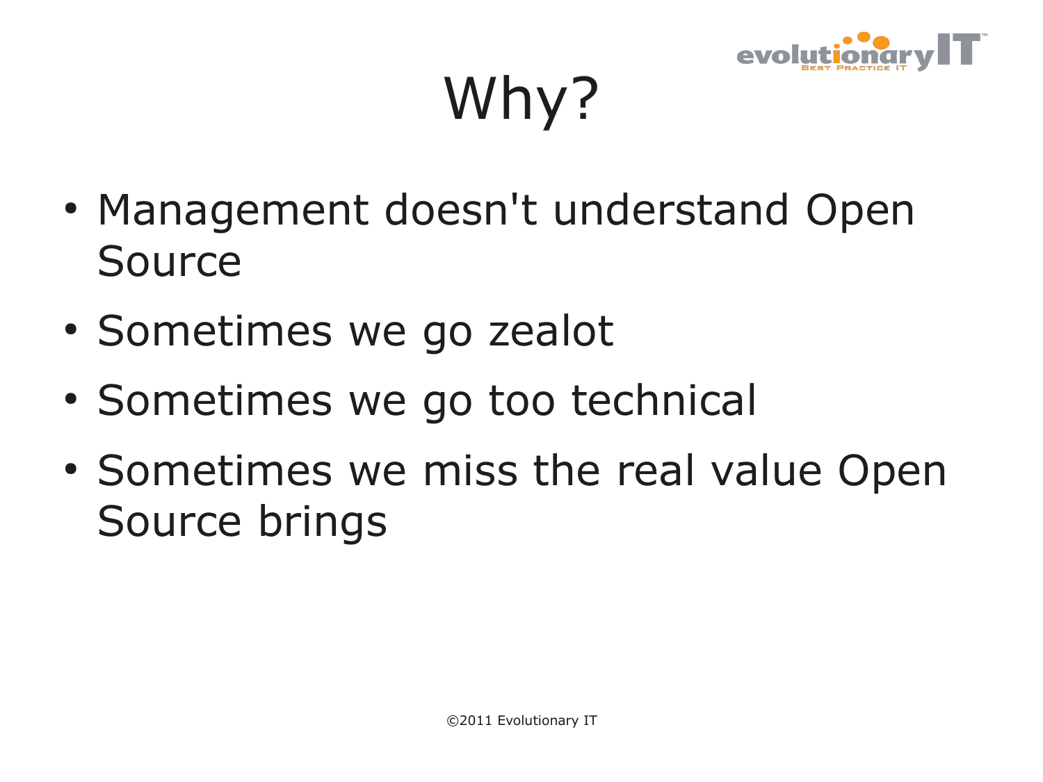# Why?

- Management doesn't understand Open Source
- Sometimes we go zealot
- Sometimes we go too technical
- Sometimes we miss the real value Open Source brings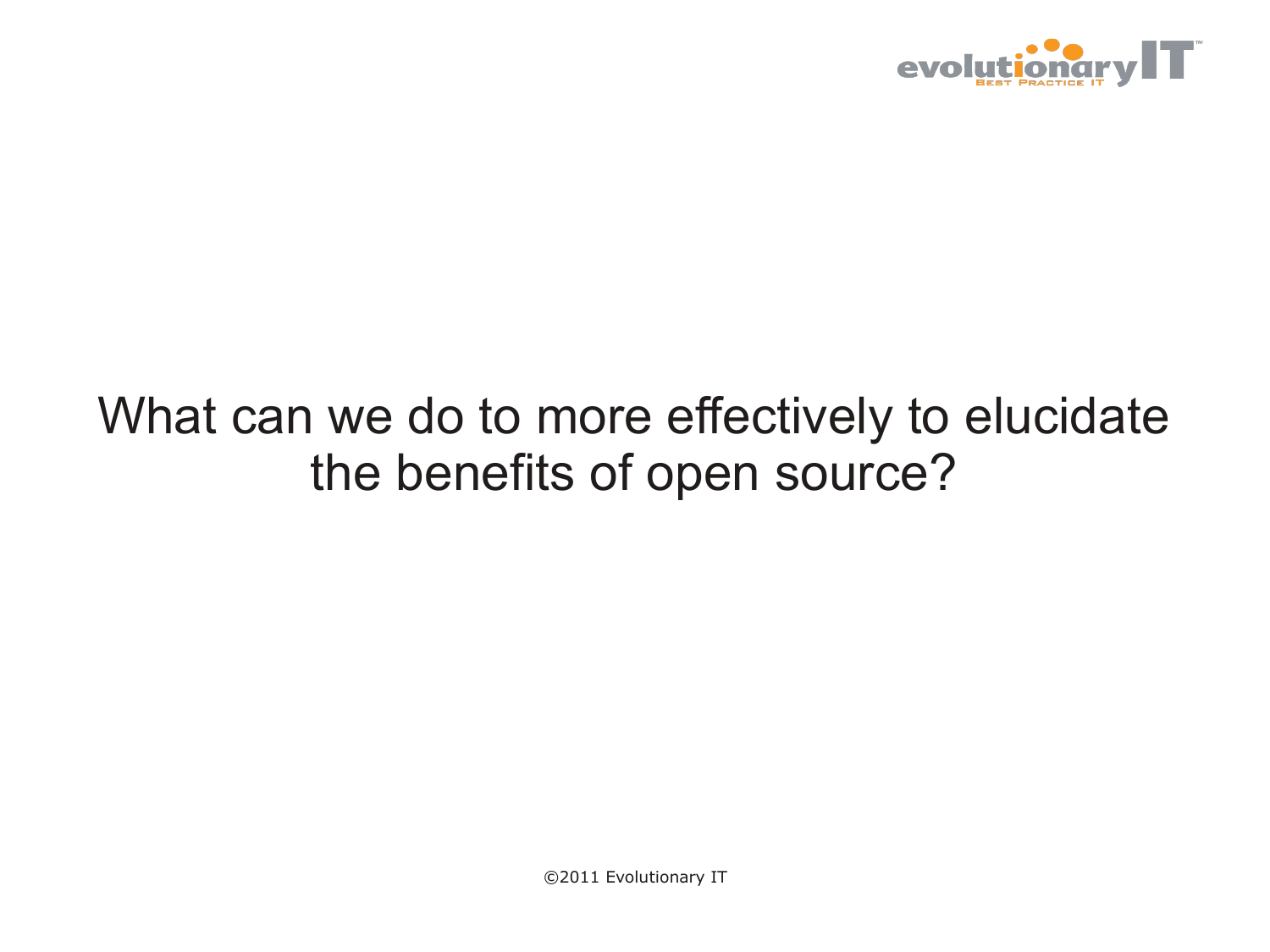What can we do to more effectively to elucidate the benefits of open source?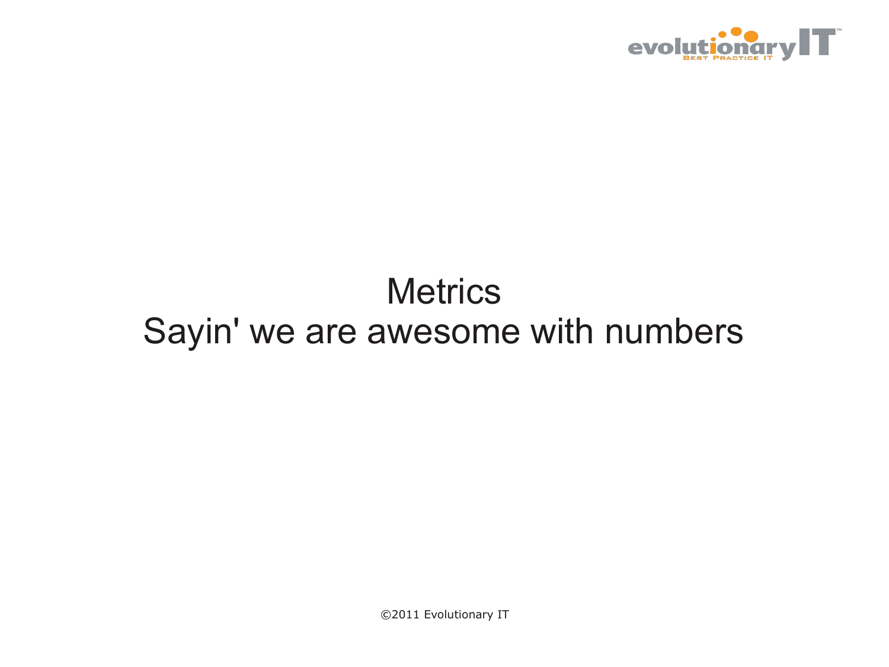# Metrics

## Sayin' we are awesome with numbers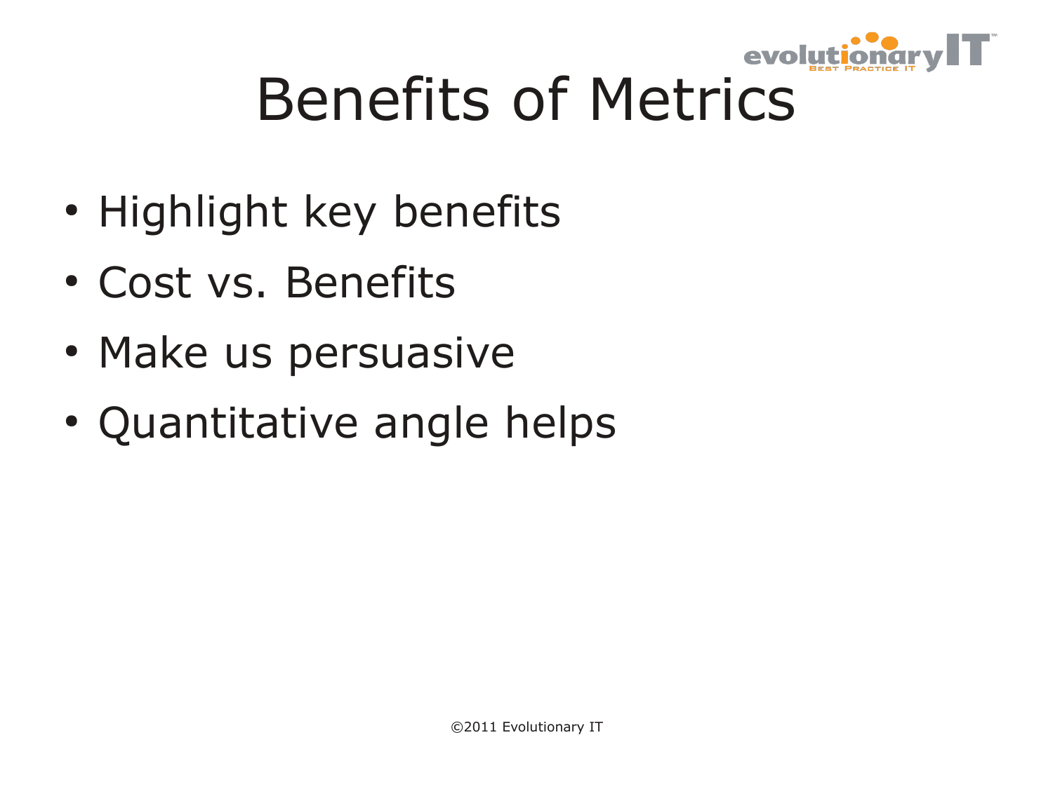# Benefits of Metrics

- Highlight key benefits
- Cost vs. Benefits
- Make us persuasive
- Quantitative angle helps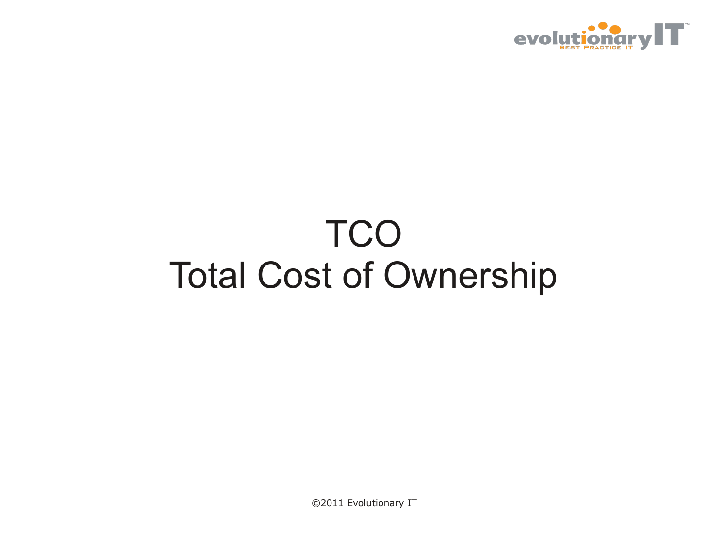# TCO
# Total Cost of Ownership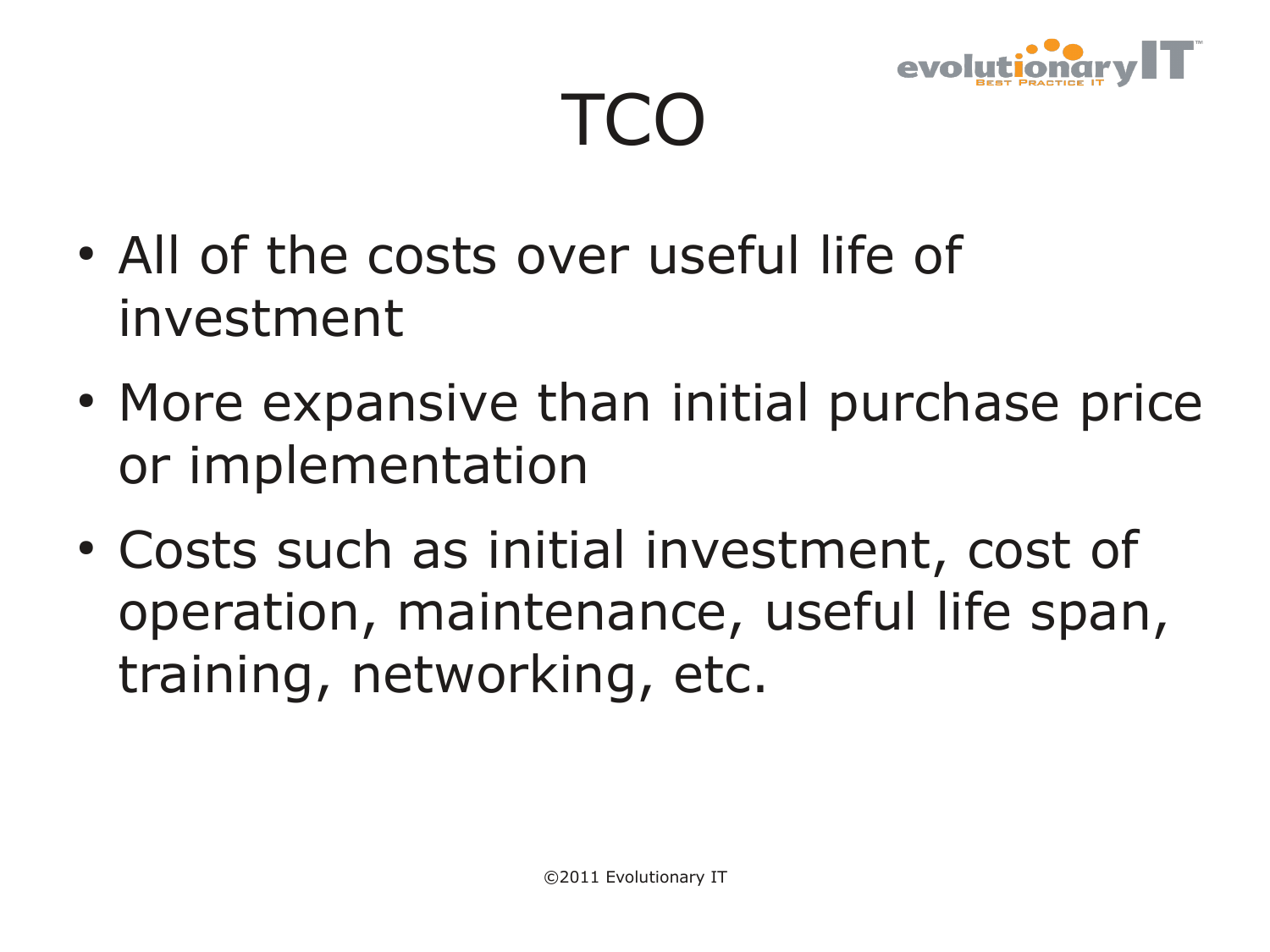# TCO

- All of the costs over useful life of investment
- More expansive than initial purchase price or implementation
- Costs such as initial investment, cost of operation, maintenance, useful life span, training, networking, etc.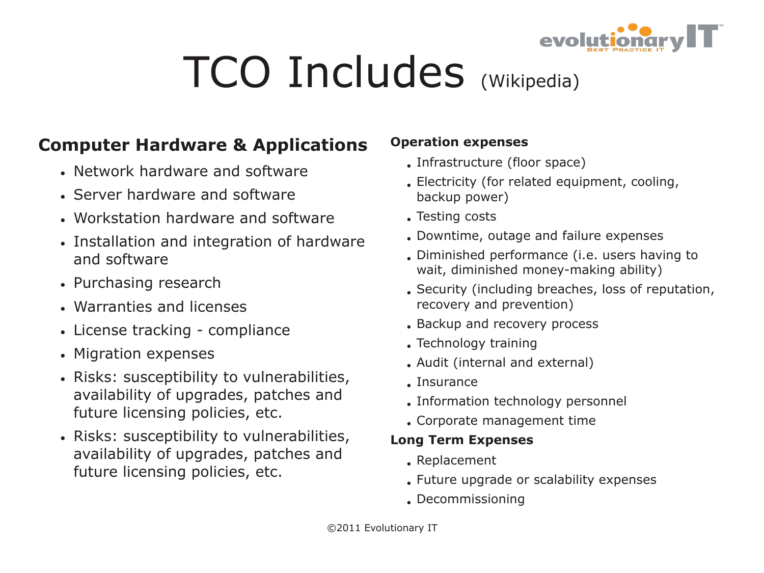# TCO Includes (Wikipedia)

## Computer Hardware & Applications

- Network hardware and software
- Server hardware and software
- Workstation hardware and software
- Installation and integration of hardware and software
- Purchasing research
- Warranties and licenses
- License tracking - compliance
- Migration expenses
- Risks: susceptibility to vulnerabilities, availability of upgrades, patches and future licensing policies, etc.
- Risks: susceptibility to vulnerabilities, availability of upgrades, patches and future licensing policies, etc.

### Operation expenses

- Infrastructure (floor space)
- Electricity (for related equipment, cooling, backup power)
- Testing costs
- Downtime, outage and failure expenses
- Diminished performance (i.e. users having to wait, diminished money-making ability)
- Security (including breaches, loss of reputation, recovery and prevention)
- Backup and recovery process
- Technology training
- Audit (internal and external)
- Insurance
- Information technology personnel
- Corporate management time

### Long Term Expenses

- Replacement
- Future upgrade or scalability expenses
- Decommissioning

©2011 Evolutionary IT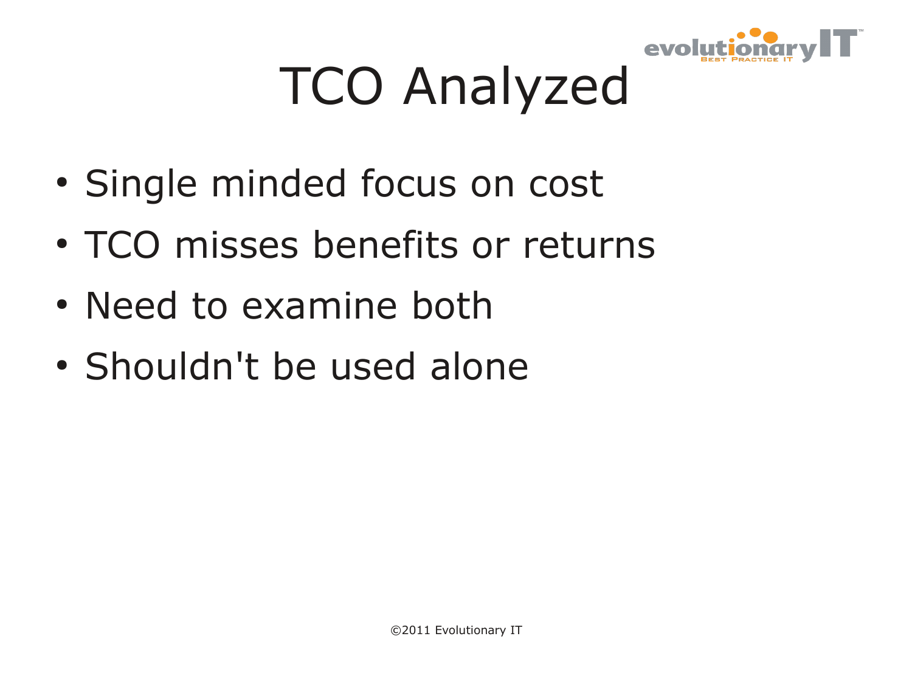# TCO Analyzed

- Single minded focus on cost
- TCO misses benefits or returns
- Need to examine both
- Shouldn't be used alone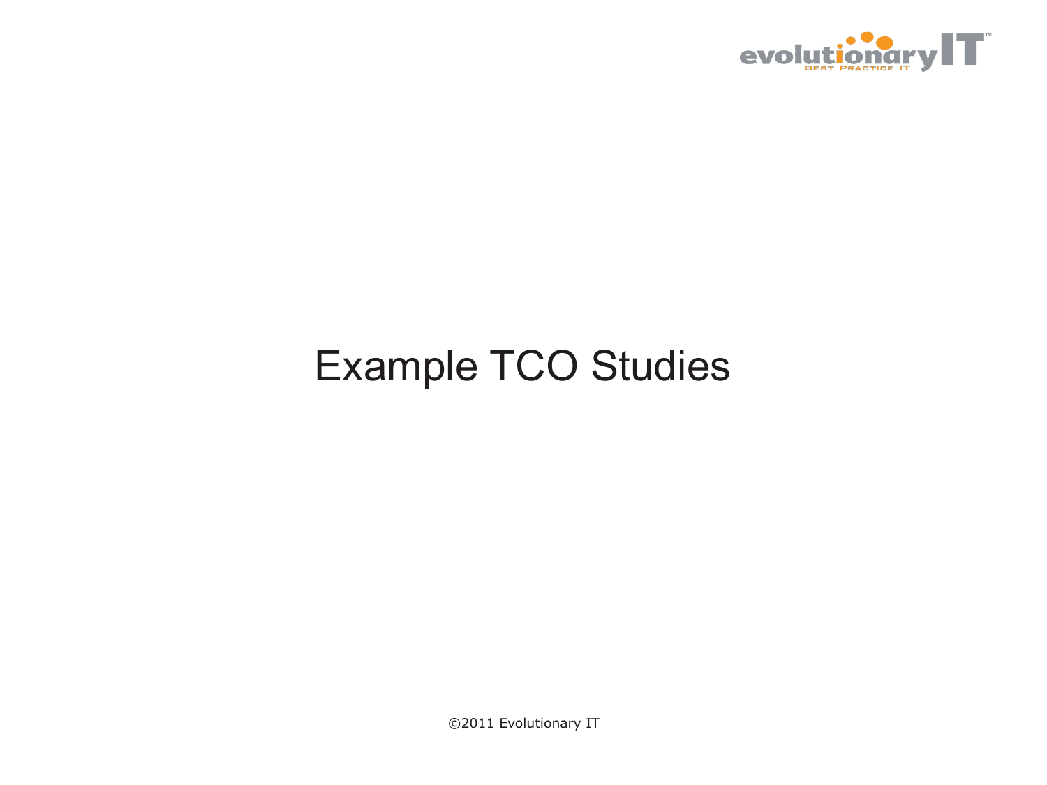# Example TCO Studies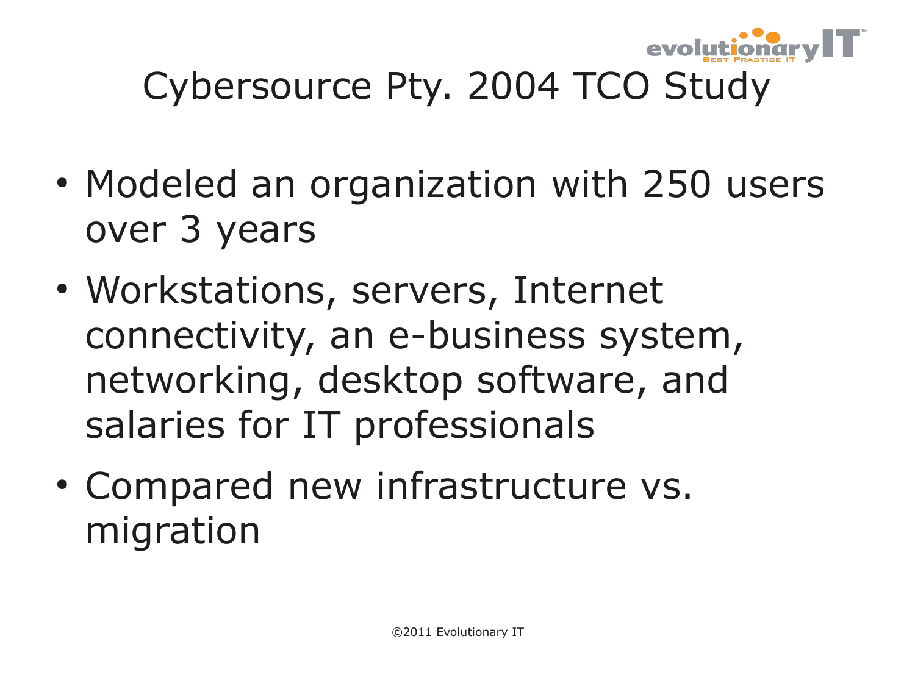# Cybersource Pty. 2004 TCO Study

- Modeled an organization with 250 users over 3 years
- Workstations, servers, Internet connectivity, an e-business system, networking, desktop software, and salaries for IT professionals
- Compared new infrastructure vs. migration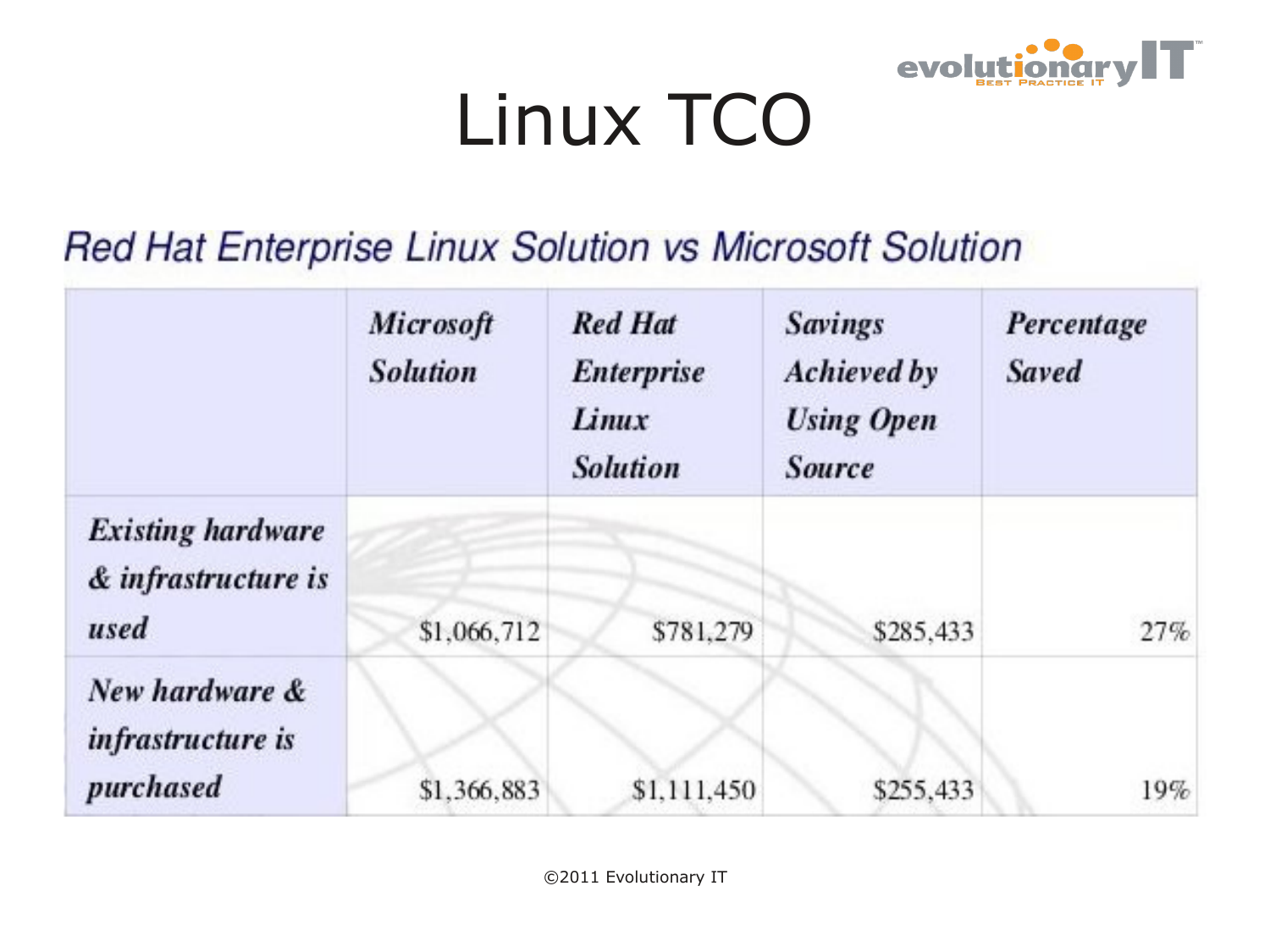# Linux TCO

## Red Hat Enterprise Linux Solution vs Microsoft Solution

| | *Microsoft Solution* | *Red Hat Enterprise Linux Solution* | *Savings Achieved by Using Open Source* | *Percentage Saved* |
|---|---|---|---|---|
| *Existing hardware & infrastructure is used* | $1,066,712 | $781,279 | $285,433 | 27% |
| *New hardware & infrastructure is purchased* | $1,366,883 | $1,111,450 | $255,433 | 19% |

©2011 Evolutionary IT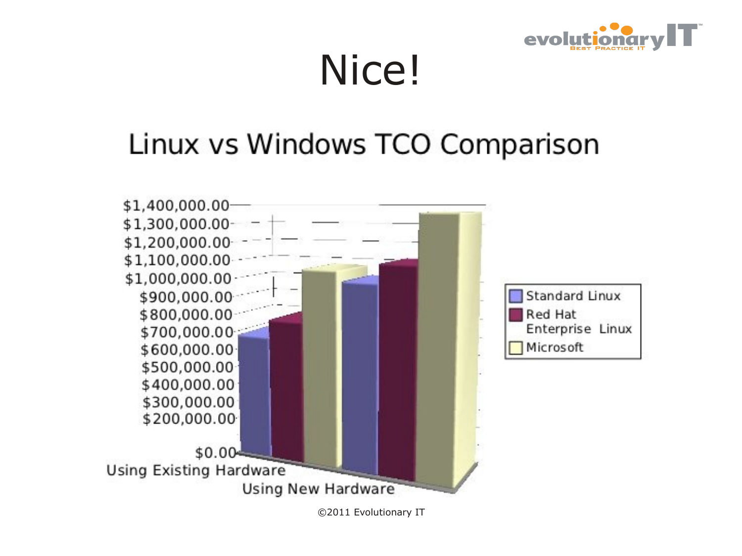# Nice!

## Linux vs Windows TCO Comparison

$1,400,000.00
$1,300,000.00
$1,200,000.00
$1,100,000.00
$1,000,000.00
$900,000.00
$800,000.00
$700,000.00
$600,000.00
$500,000.00
$400,000.00
$300,000.00
$200,000.00
$0.00

Using Existing Hardware

Using New Hardware

- Standard Linux
- Red Hat Enterprise Linux
- Microsoft

©2011 Evolutionary IT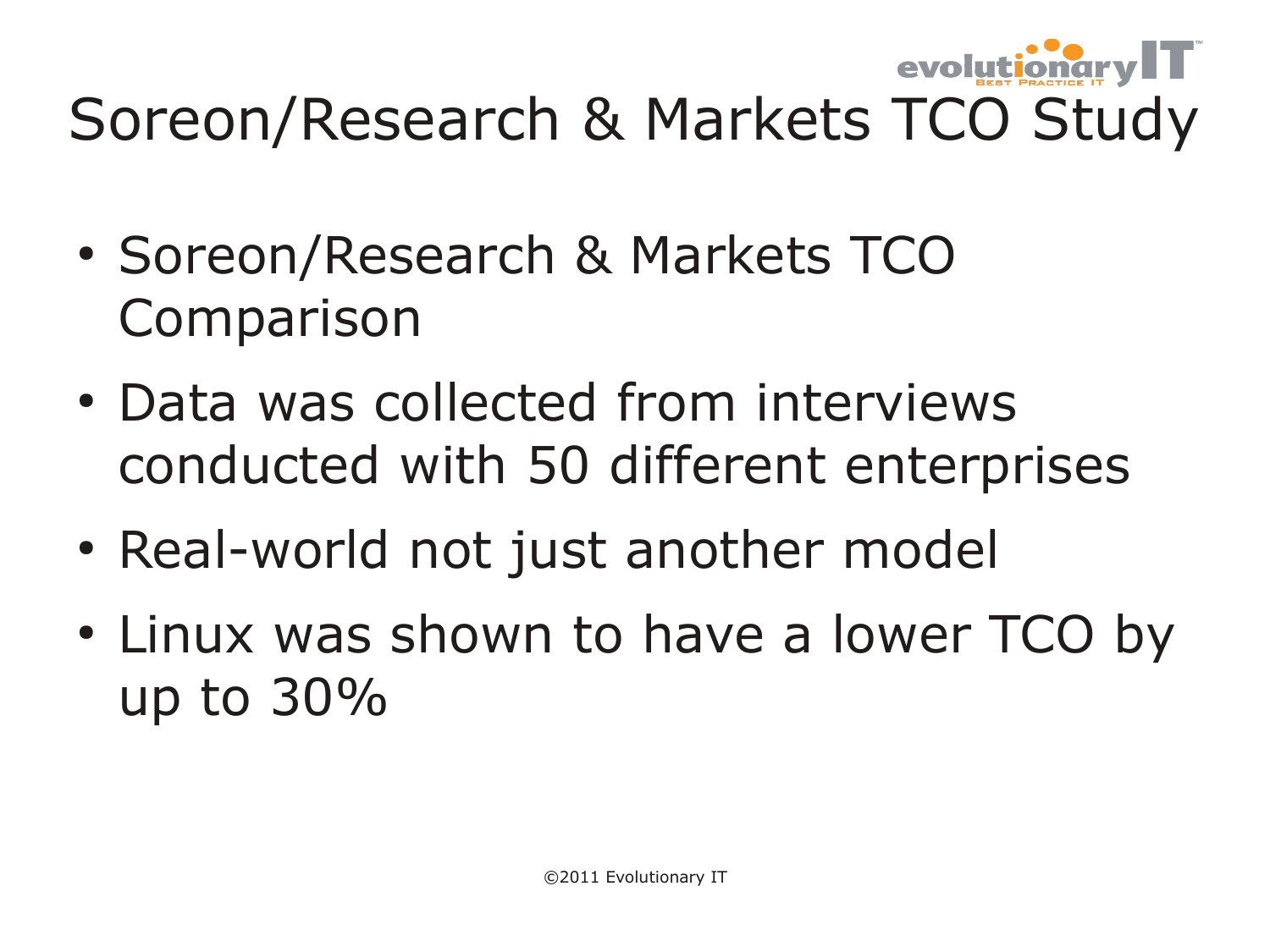# Soreon/Research & Markets TCO Study

- Soreon/Research & Markets TCO Comparison
- Data was collected from interviews conducted with 50 different enterprises
- Real-world not just another model
- Linux was shown to have a lower TCO by up to 30%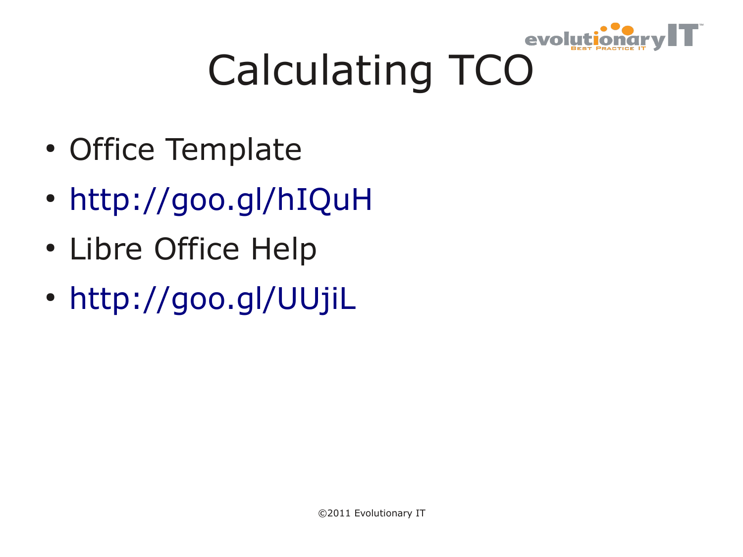# Calculating TCO

- Office Template
- http://goo.gl/hIQuH
- Libre Office Help
- http://goo.gl/UUjiL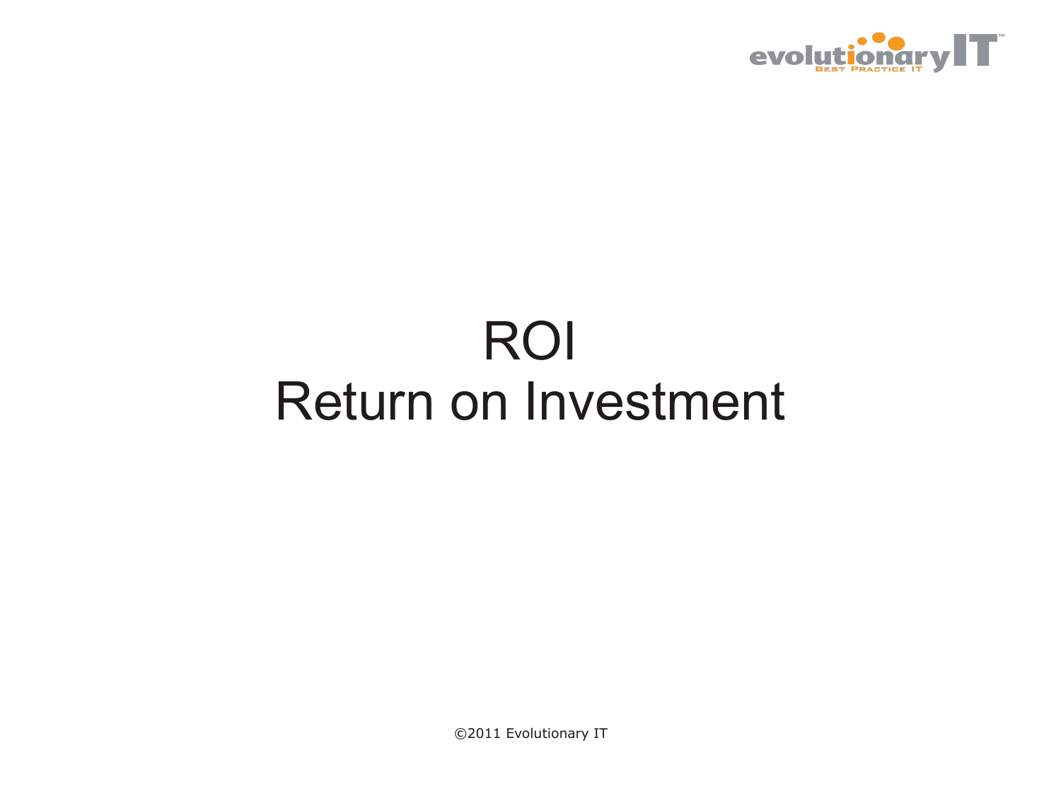# ROI
# Return on Investment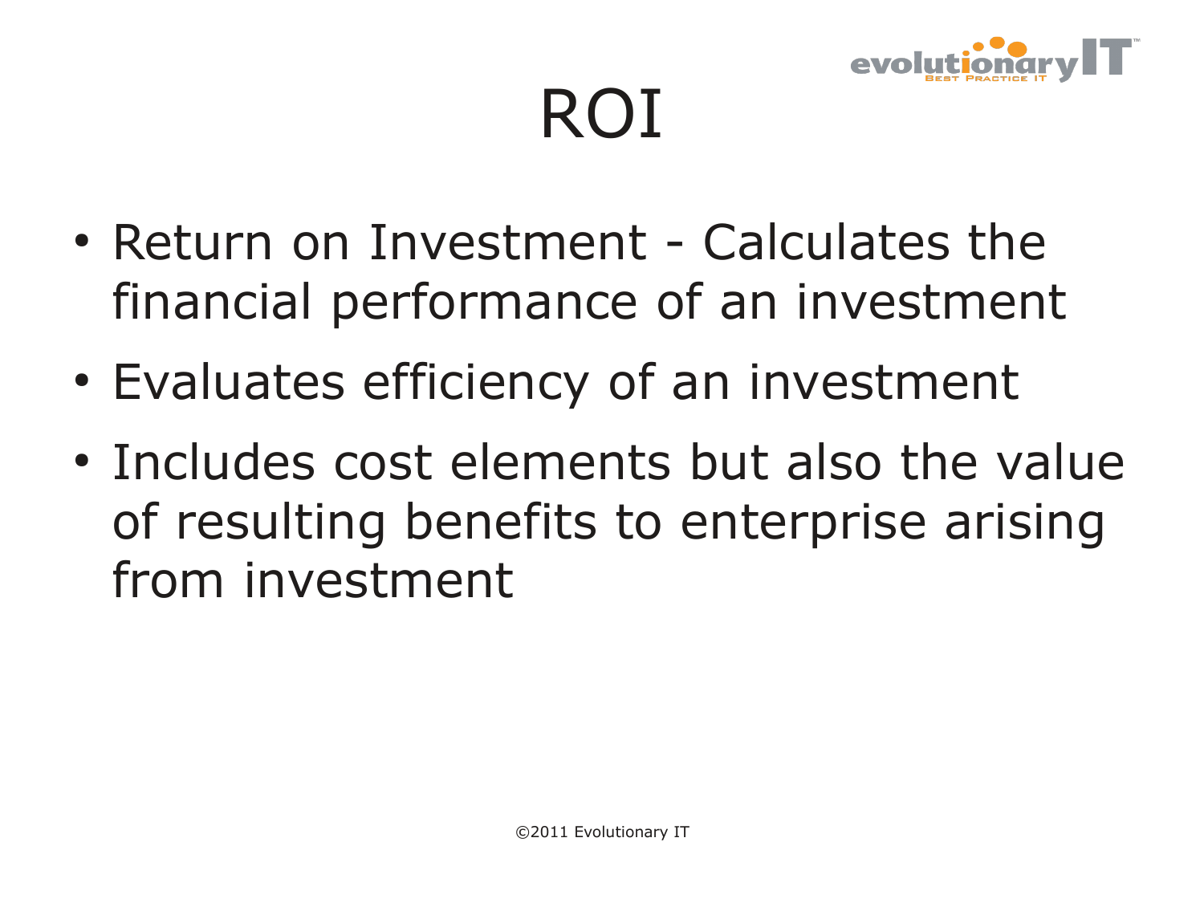# ROI

- Return on Investment - Calculates the financial performance of an investment
- Evaluates efficiency of an investment
- Includes cost elements but also the value of resulting benefits to enterprise arising from investment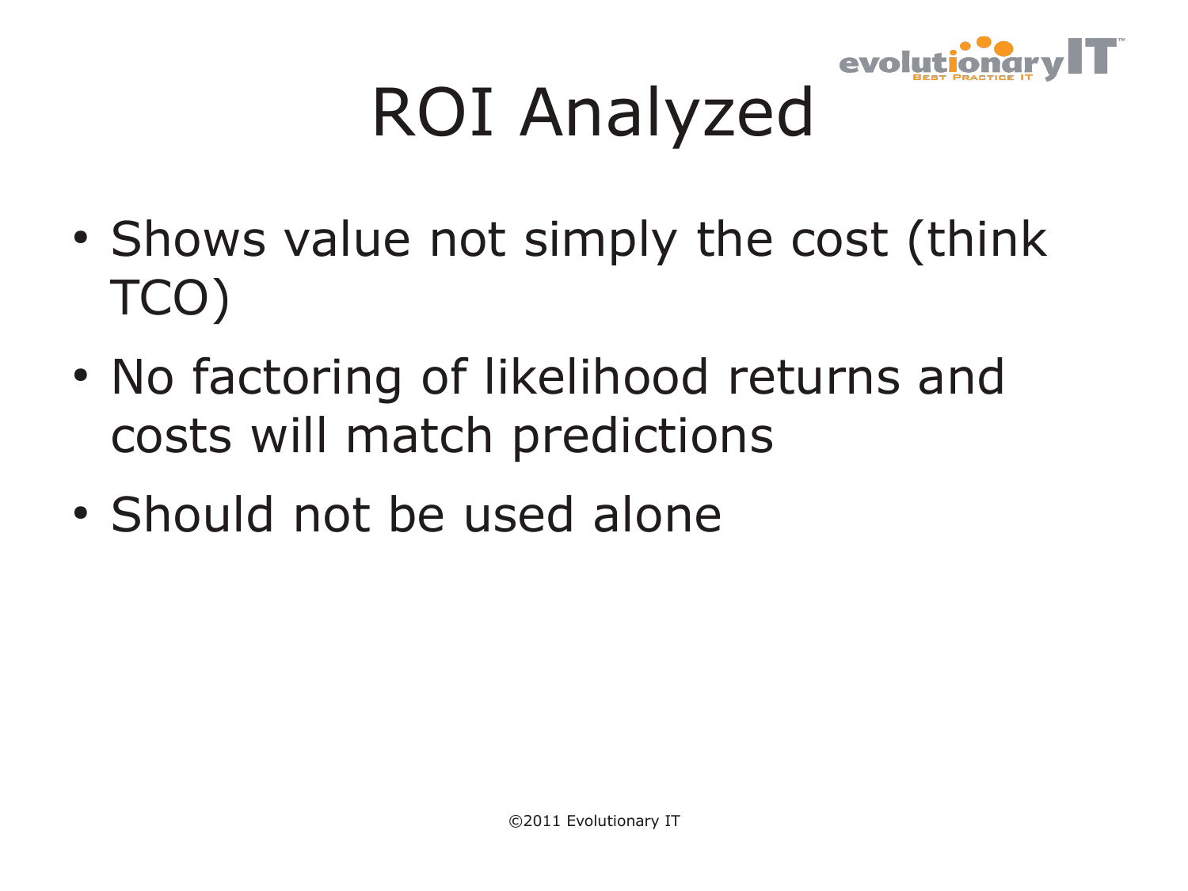# ROI Analyzed

- Shows value not simply the cost (think TCO)
- No factoring of likelihood returns and costs will match predictions
- Should not be used alone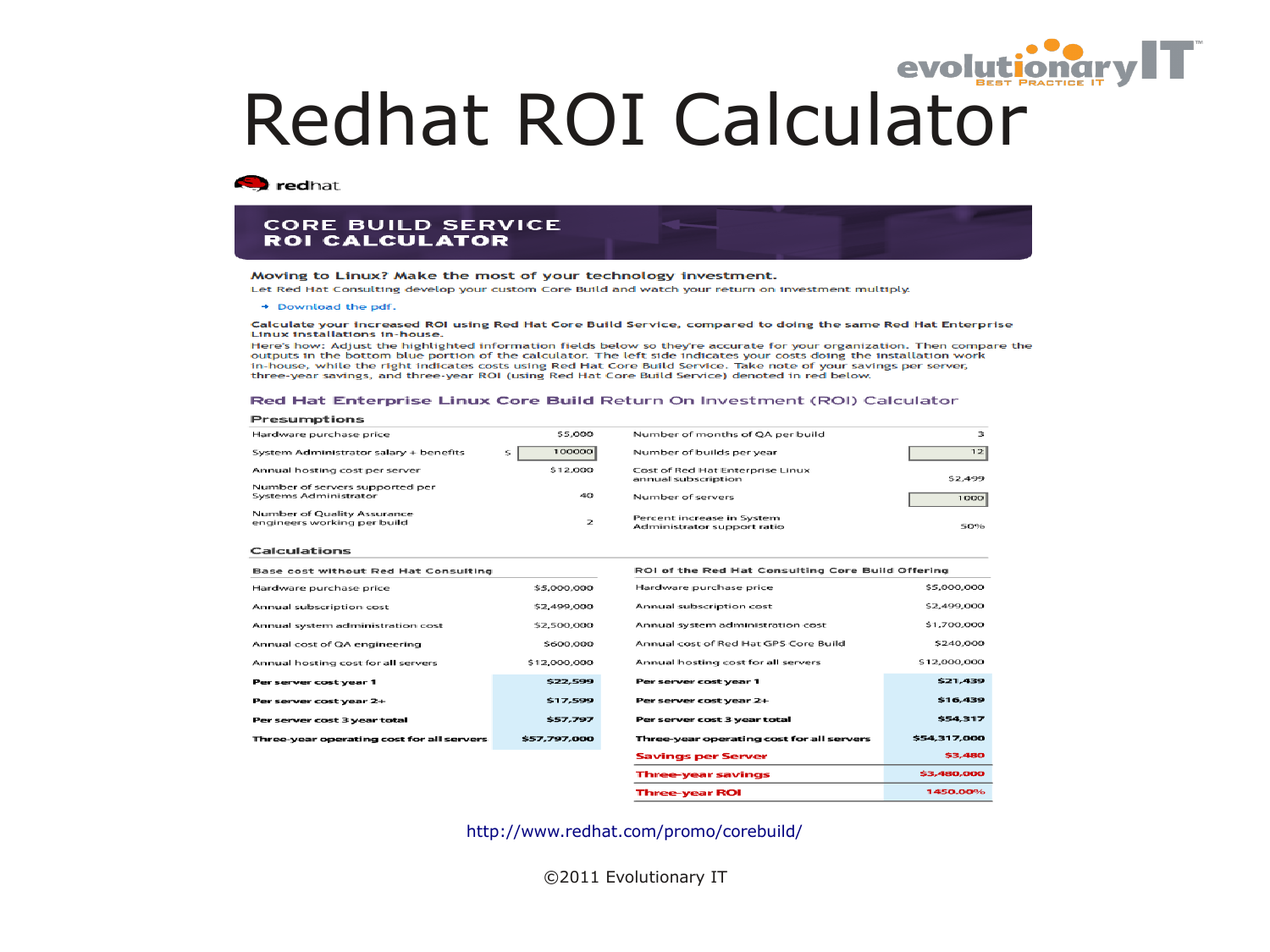# Redhat ROI Calculator

redhat.

## CORE BUILD SERVICE ROI CALCULATOR

**Moving to Linux? Make the most of your technology investment.**

Let Red Hat Consulting develop your custom Core Build and watch your return on investment multiply.

- Download the pdf.

**Calculate your increased ROI using Red Hat Core Build Service, compared to doing the same Red Hat Enterprise Linux installations in-house.**

Here's how: Adjust the highlighted information fields below so they're accurate for your organization. Then compare the outputs in the bottom blue portion of the calculator. The left side indicates your costs doing the installation work in-house, while the right indicates costs using Red Hat Core Build Service. Take note of your savings per server, three-year savings, and three-year ROI (using Red Hat Core Build Service) denoted in red below.

### Red Hat Enterprise Linux Core Build Return On Investment (ROI) Calculator

**Presumptions**

| | | | |
|---|---|---|---|
| Hardware purchase price | $5,000 | Number of months of QA per build | 3 |
| System Administrator salary + benefits | $ 100000 | Number of builds per year | 12 |
| Annual hosting cost per server | $12,000 | Cost of Red Hat Enterprise Linux annual subscription | $2,499 |
| Number of servers supported per Systems Administrator | 40 | Number of servers | 1000 |
| Number of Quality Assurance engineers working per build | 2 | Percent increase in System Administrator support ratio | 50% |

**Calculations**

| Base cost without Red Hat Consulting | | ROI of the Red Hat Consulting Core Build Offering | |
|---|---|---|---|
| Hardware purchase price | $5,000,000 | Hardware purchase price | $5,000,000 |
| Annual subscription cost | $2,499,000 | Annual subscription cost | $2,499,000 |
| Annual system administration cost | $2,500,000 | Annual system administration cost | $1,700,000 |
| Annual cost of QA engineering | $600,000 | Annual cost of Red Hat GPS Core Build | $240,000 |
| Annual hosting cost for all servers | $12,000,000 | Annual hosting cost for all servers | $12,000,000 |
| **Per server cost year 1** | **$22,599** | **Per server cost year 1** | **$21,439** |
| **Per server cost year 2+** | **$17,599** | **Per server cost year 2+** | **$16,439** |
| **Per server cost 3 year total** | **$57,797** | **Per server cost 3 year total** | **$54,317** |
| **Three-year operating cost for all servers** | **$57,797,000** | **Three-year operating cost for all servers** | **$54,317,000** |
| | | **Savings per Server** | **$3,480** |
| | | **Three-year savings** | **$3,480,000** |
| | | **Three-year ROI** | **1450.00%** |

http://www.redhat.com/promo/corebuild/

©2011 Evolutionary IT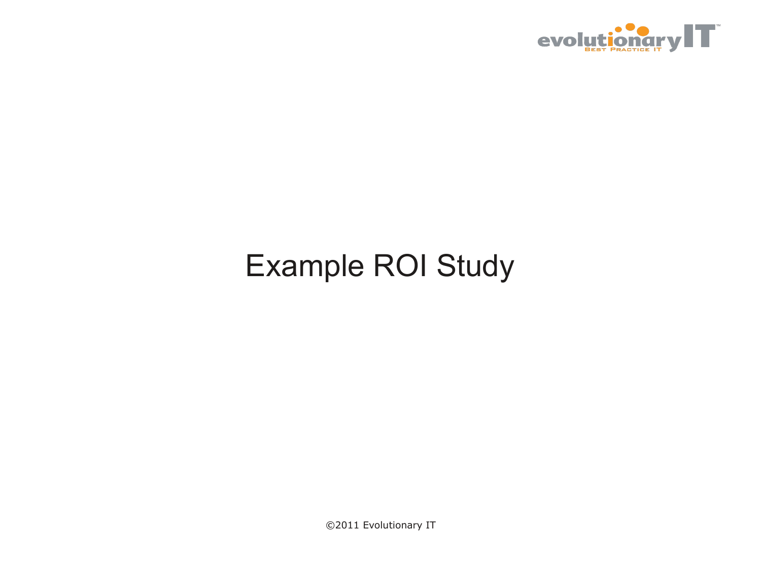# Example ROI Study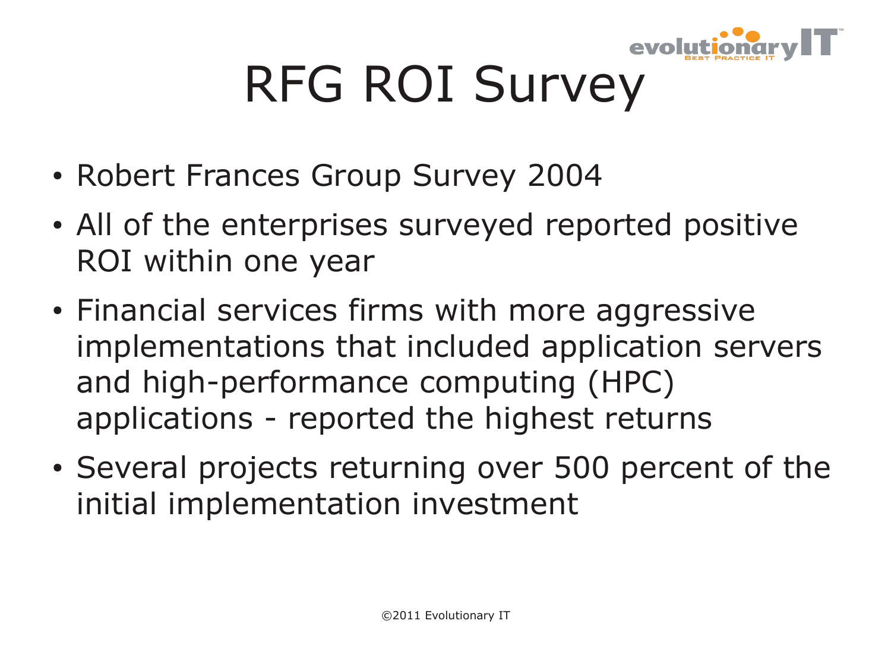# RFG ROI Survey

- Robert Frances Group Survey 2004
- All of the enterprises surveyed reported positive ROI within one year
- Financial services firms with more aggressive implementations that included application servers and high-performance computing (HPC) applications - reported the highest returns
- Several projects returning over 500 percent of the initial implementation investment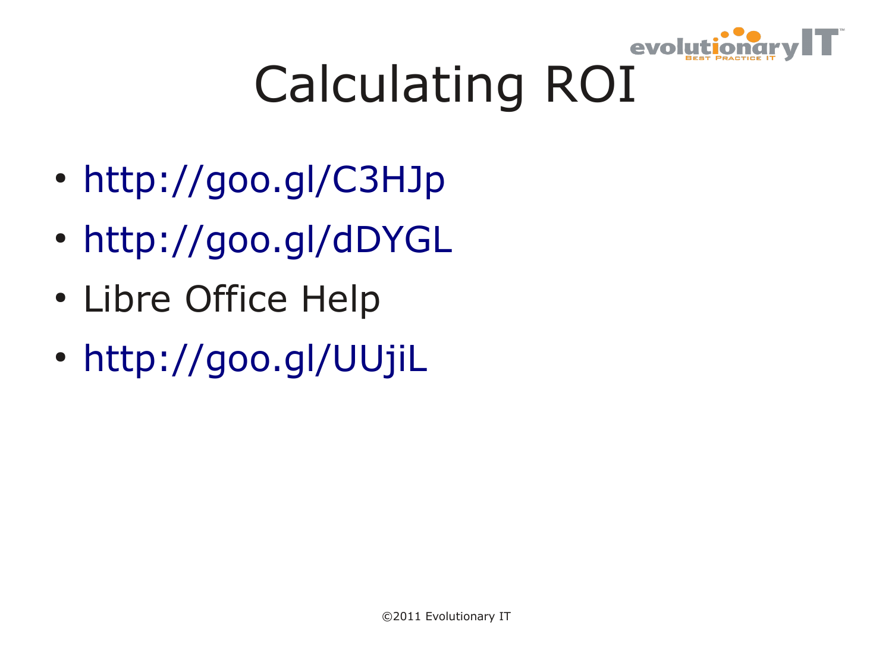# Calculating ROI

- http://goo.gl/C3HJp
- http://goo.gl/dDYGL
- Libre Office Help
- http://goo.gl/UUjiL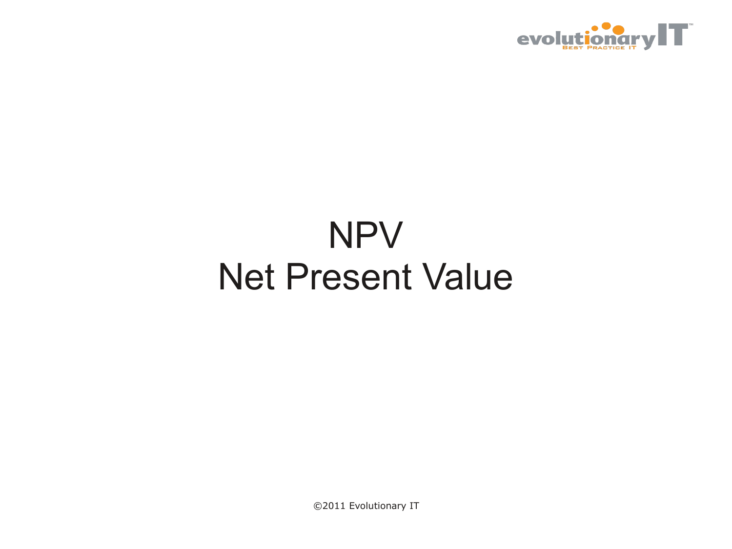# NPV
# Net Present Value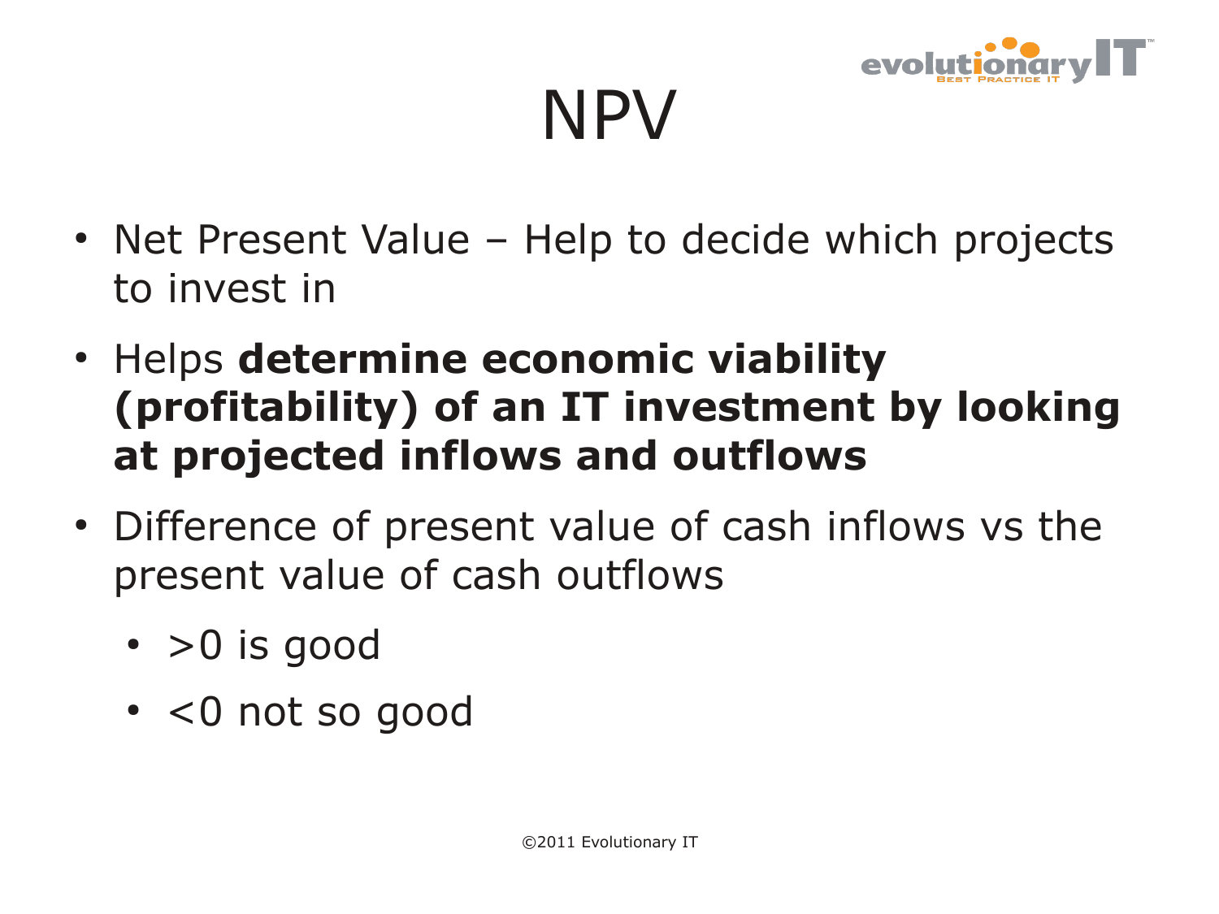# NPV

- Net Present Value – Help to decide which projects to invest in
- Helps **determine economic viability (profitability) of an IT investment by looking at projected inflows and outflows**
- Difference of present value of cash inflows vs the present value of cash outflows
  - >0 is good
  - <0 not so good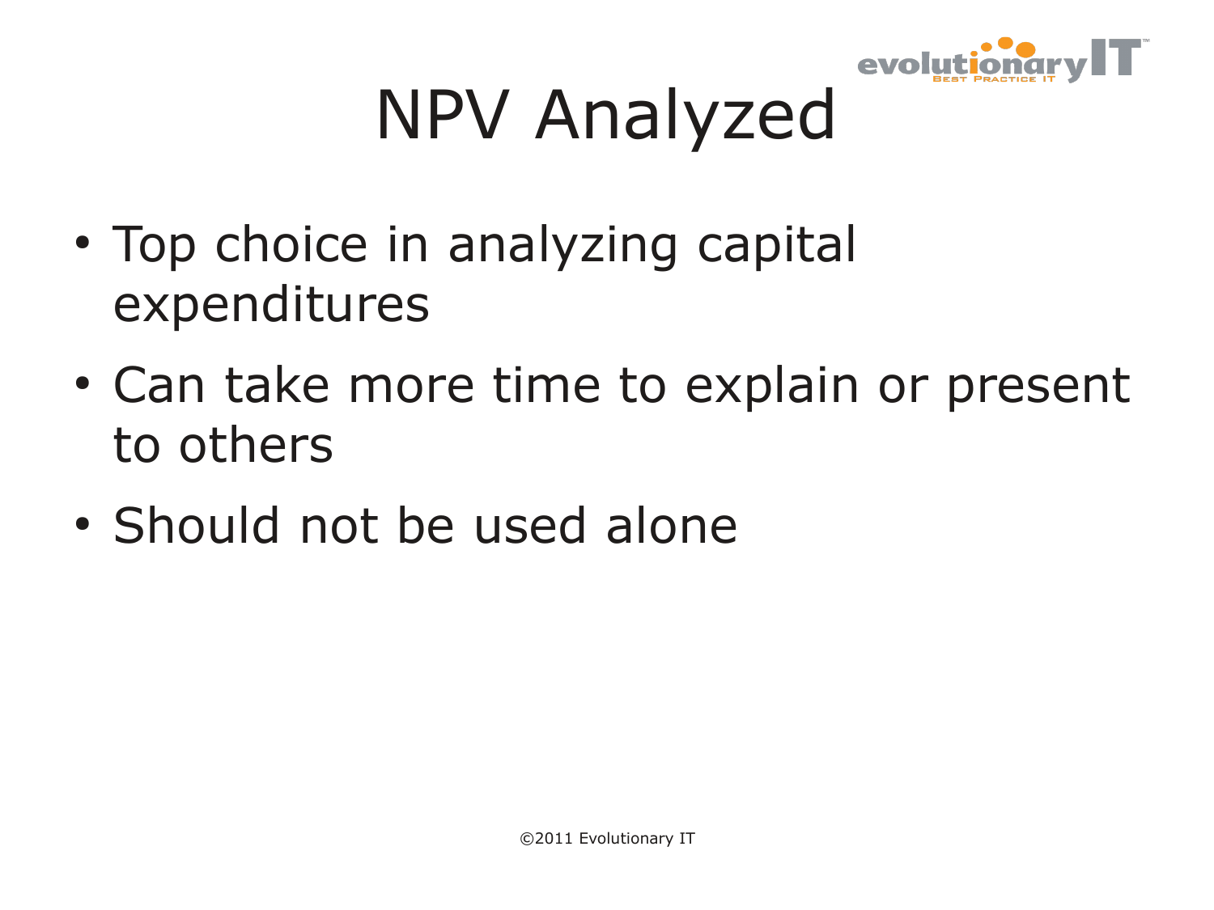# NPV Analyzed

- Top choice in analyzing capital expenditures
- Can take more time to explain or present to others
- Should not be used alone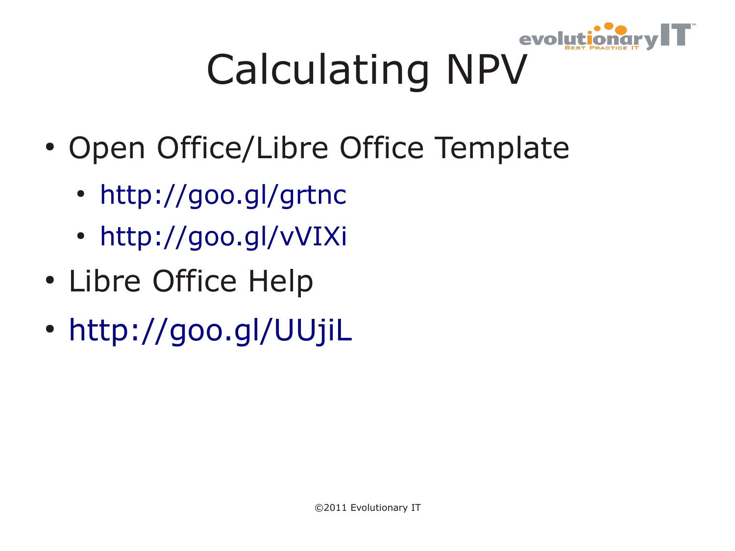# Calculating NPV

- Open Office/Libre Office Template
  - http://goo.gl/grtnc
  - http://goo.gl/vVIXi
- Libre Office Help
- http://goo.gl/UUjiL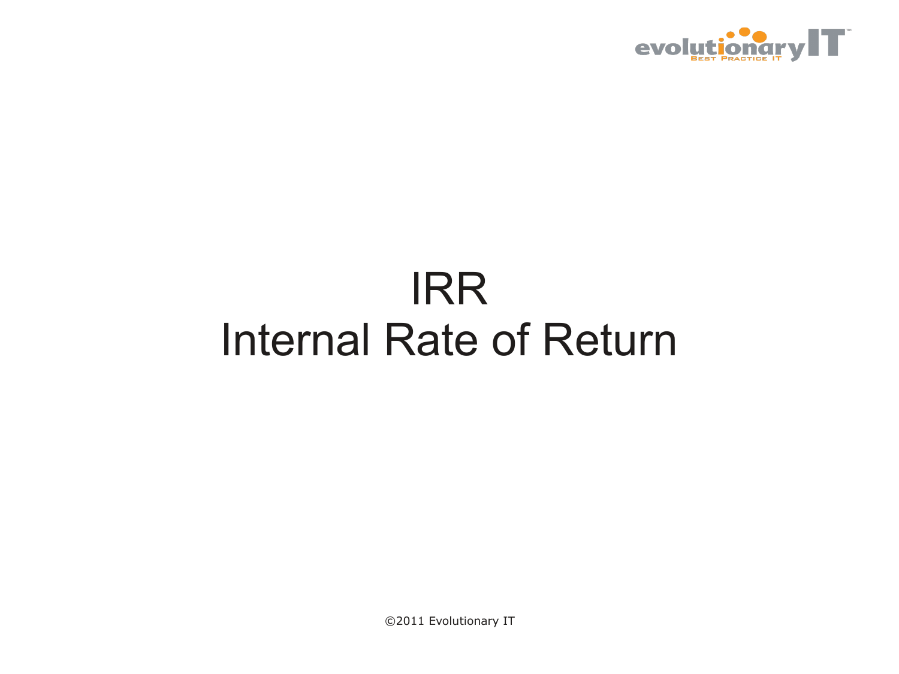# IRR
# Internal Rate of Return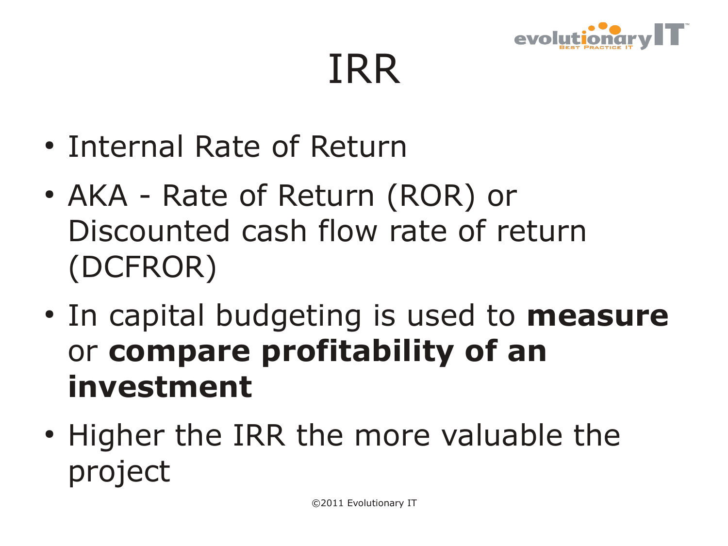# IRR

- Internal Rate of Return
- AKA - Rate of Return (ROR) or Discounted cash flow rate of return (DCFROR)
- In capital budgeting is used to **measure** or **compare profitability of an investment**
- Higher the IRR the more valuable the project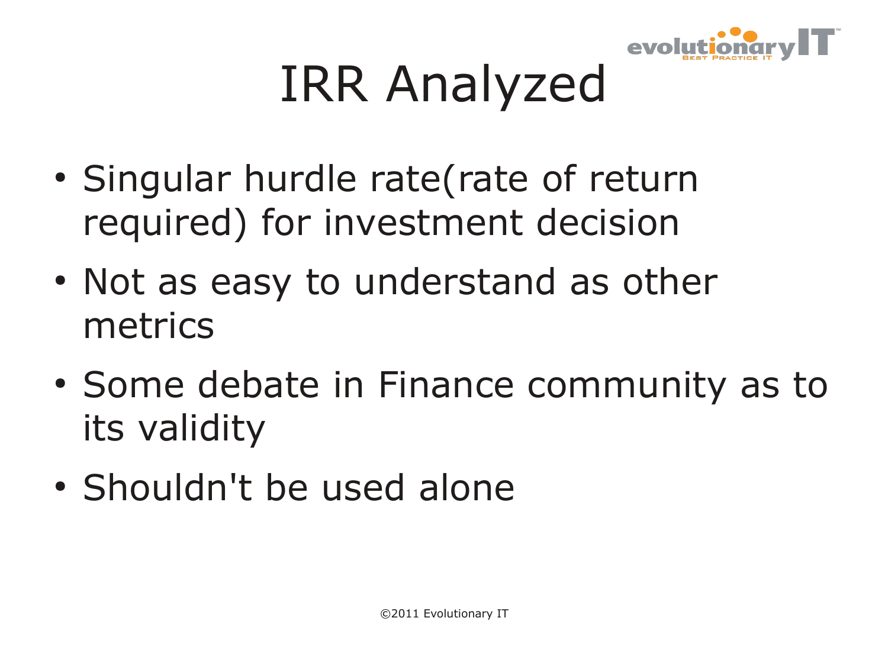# IRR Analyzed

- Singular hurdle rate(rate of return required) for investment decision
- Not as easy to understand as other metrics
- Some debate in Finance community as to its validity
- Shouldn't be used alone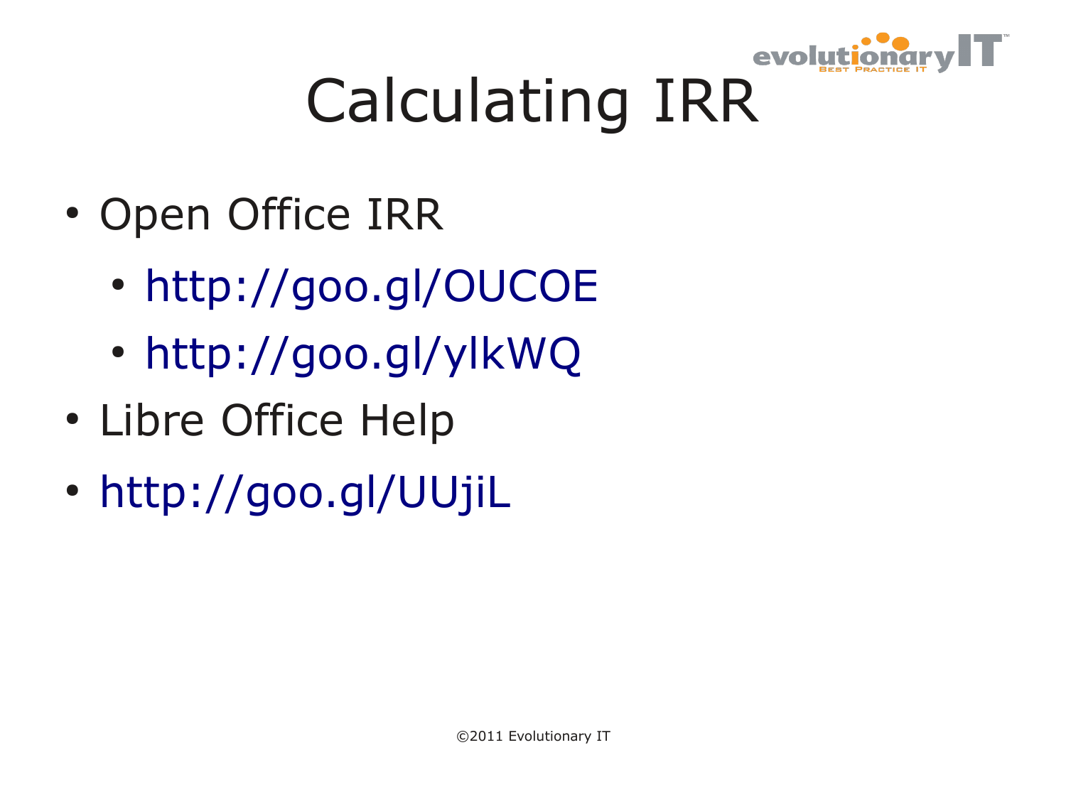# Calculating IRR

- Open Office IRR
  - http://goo.gl/OUCOE
  - http://goo.gl/ylkWQ
- Libre Office Help
- http://goo.gl/UUjiL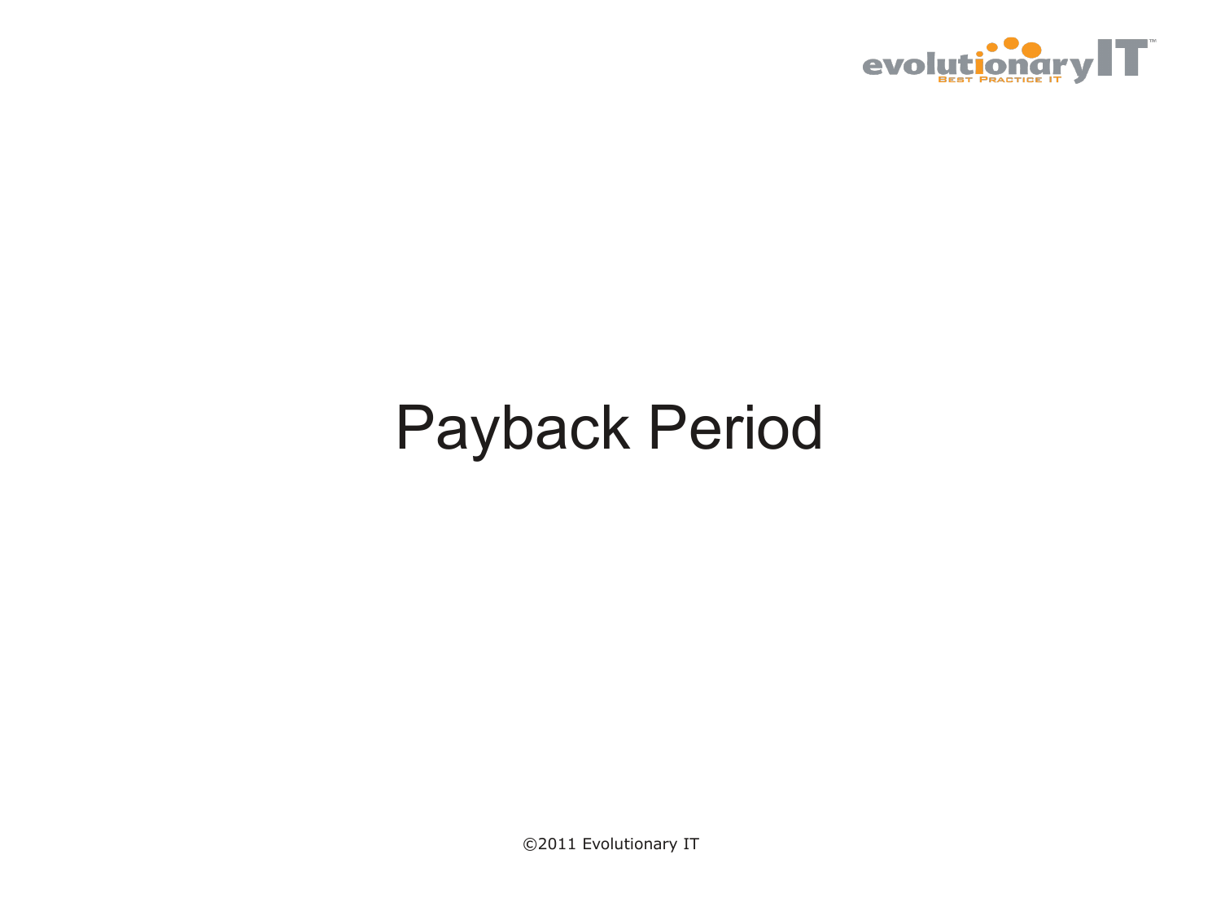# Payback Period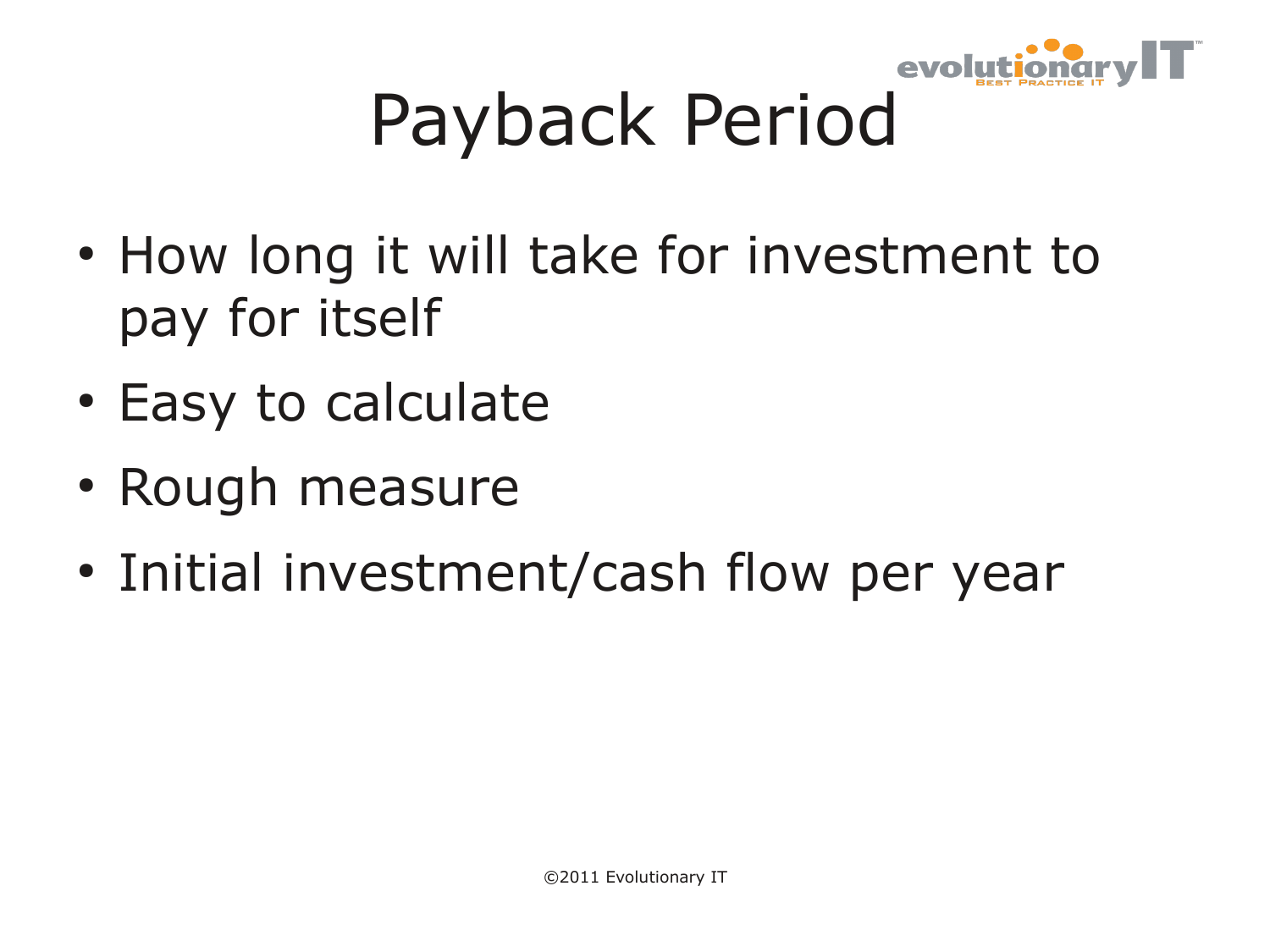# Payback Period

- How long it will take for investment to pay for itself
- Easy to calculate
- Rough measure
- Initial investment/cash flow per year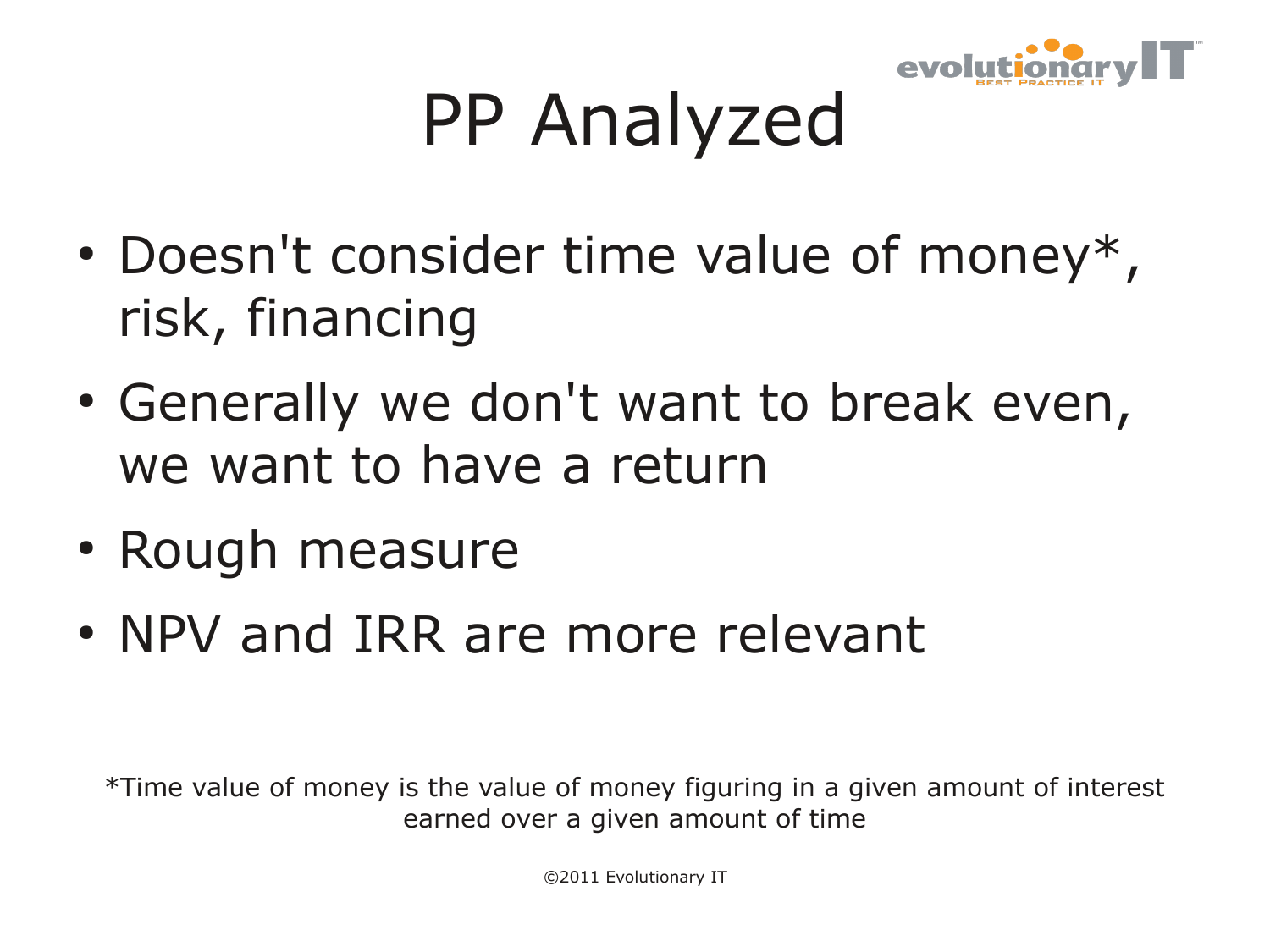# PP Analyzed

- Doesn't consider time value of money*, risk, financing
- Generally we don't want to break even, we want to have a return
- Rough measure
- NPV and IRR are more relevant

*Time value of money is the value of money figuring in a given amount of interest earned over a given amount of time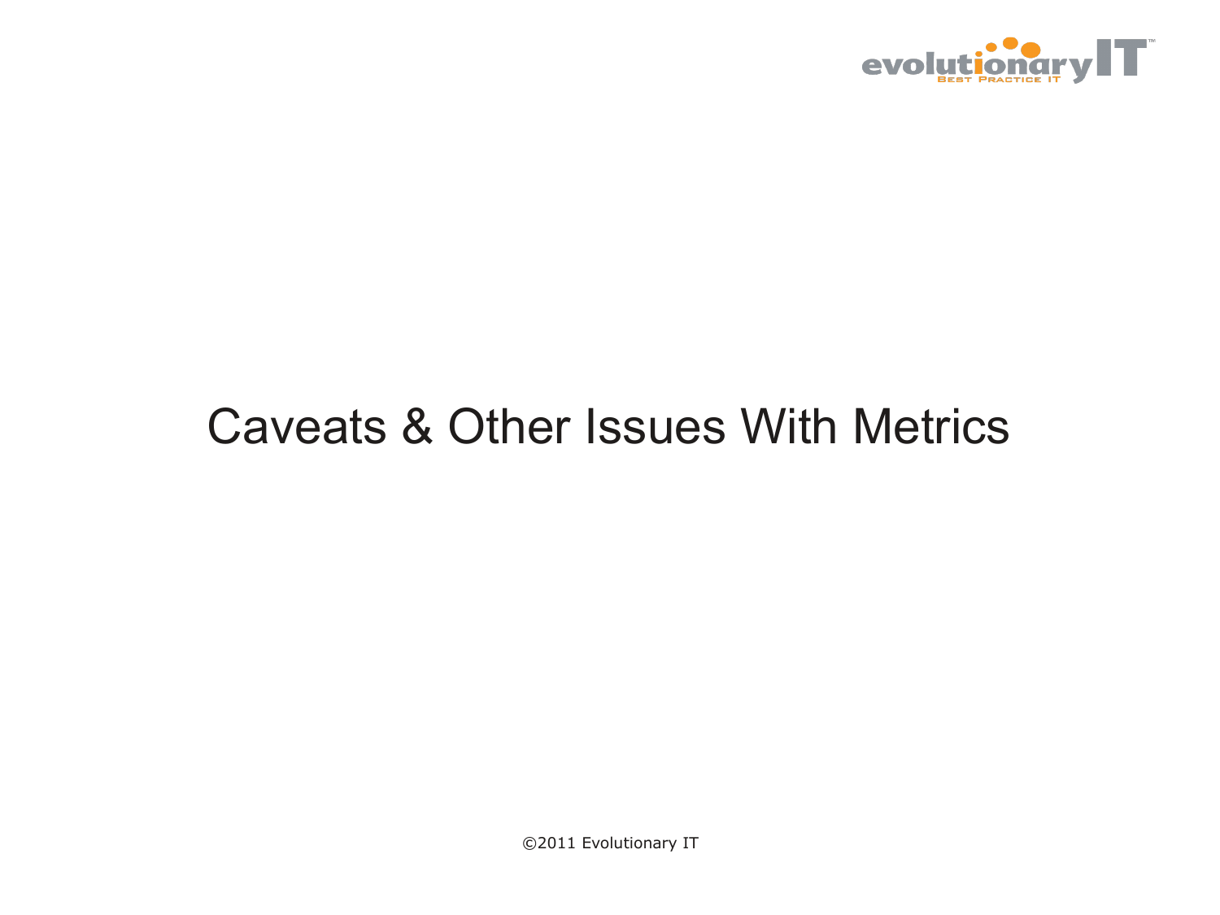# Caveats & Other Issues With Metrics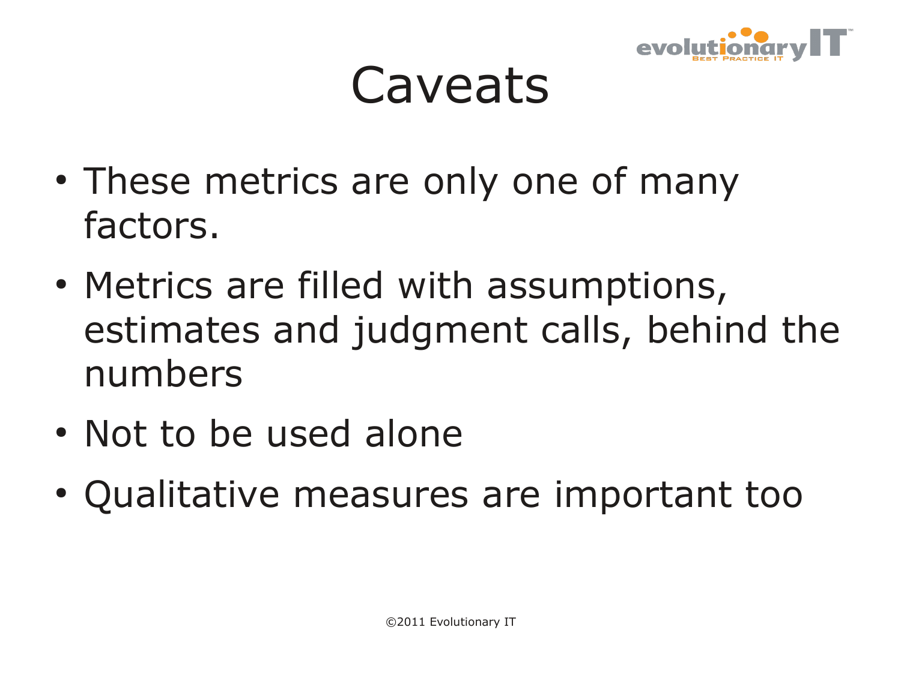# Caveats

- These metrics are only one of many factors.
- Metrics are filled with assumptions, estimates and judgment calls, behind the numbers
- Not to be used alone
- Qualitative measures are important too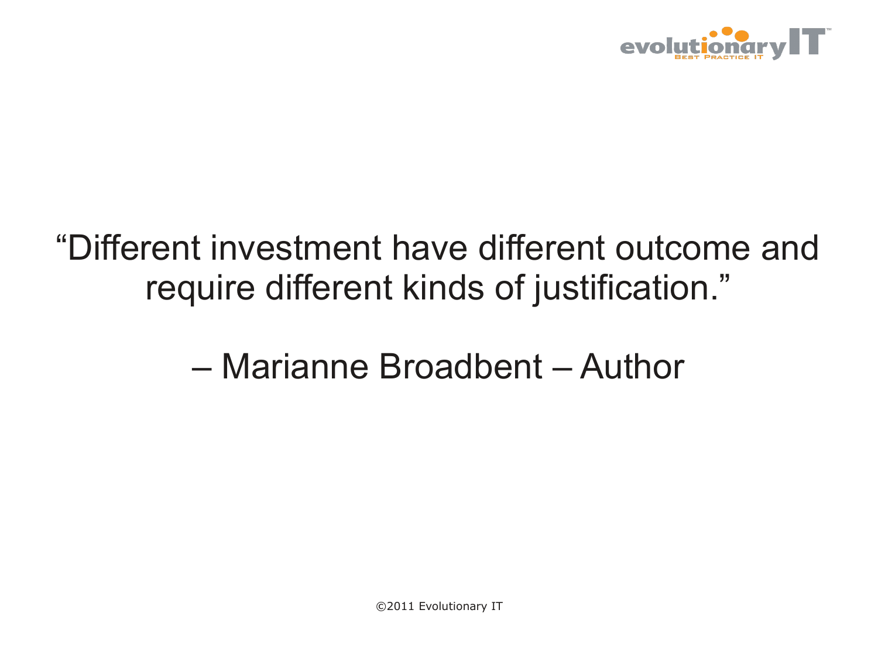“Different investment have different outcome and require different kinds of justification.”

– Marianne Broadbent – Author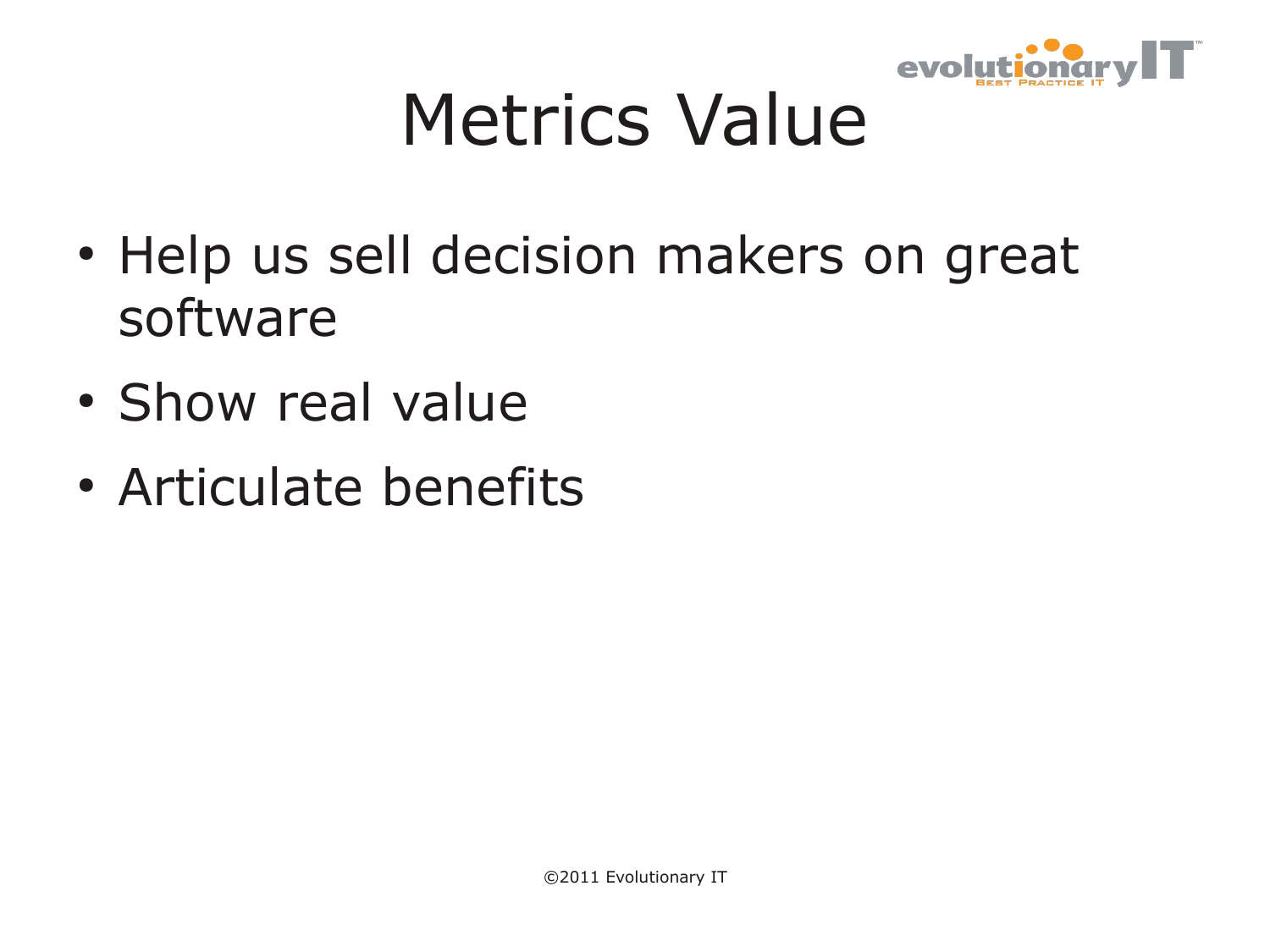# Metrics Value

- Help us sell decision makers on great software
- Show real value
- Articulate benefits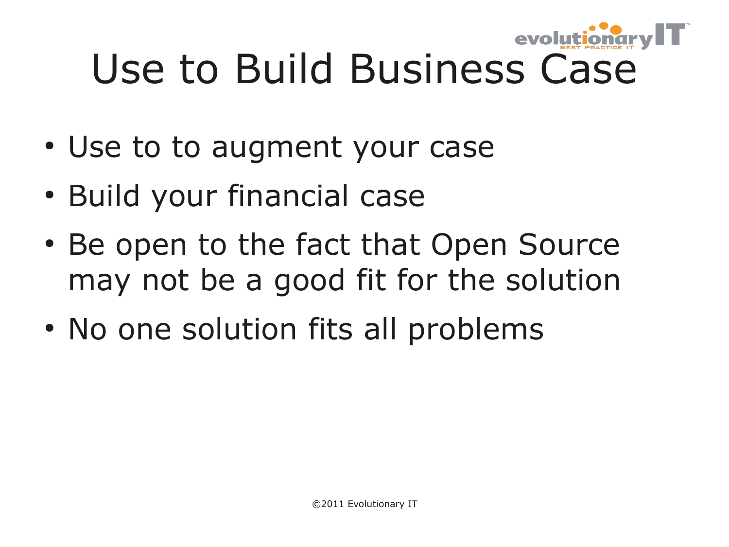# Use to Build Business Case

- Use to to augment your case
- Build your financial case
- Be open to the fact that Open Source may not be a good fit for the solution
- No one solution fits all problems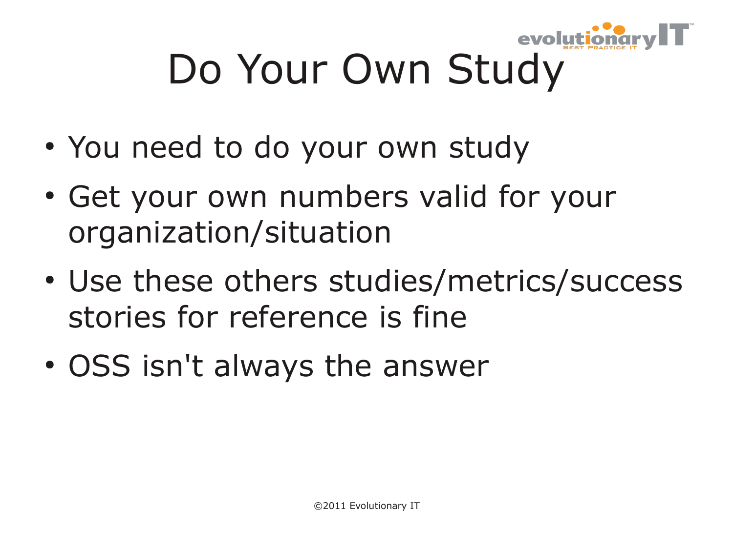# Do Your Own Study

- You need to do your own study
- Get your own numbers valid for your organization/situation
- Use these others studies/metrics/success stories for reference is fine
- OSS isn't always the answer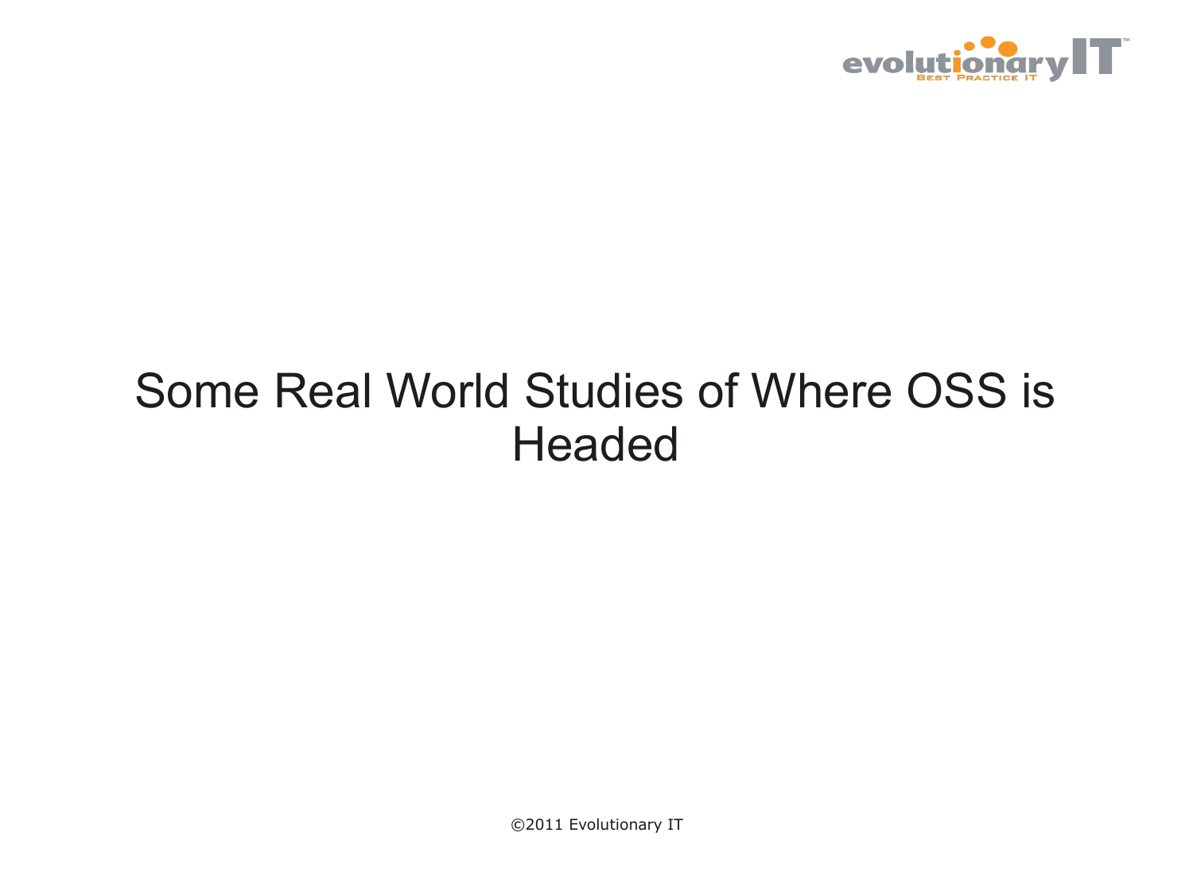# Some Real World Studies of Where OSS is Headed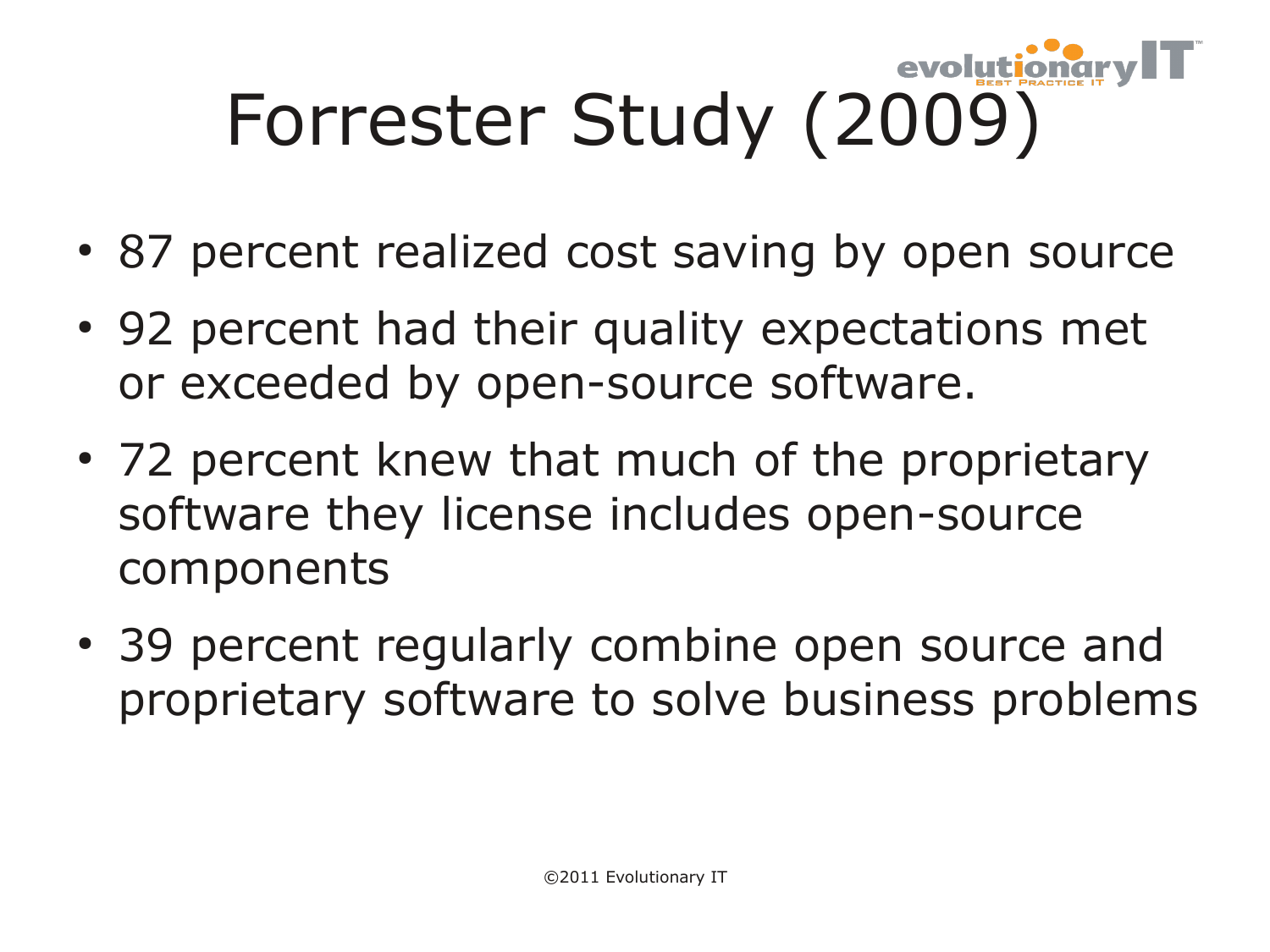# Forrester Study (2009)

- 87 percent realized cost saving by open source
- 92 percent had their quality expectations met or exceeded by open-source software.
- 72 percent knew that much of the proprietary software they license includes open-source components
- 39 percent regularly combine open source and proprietary software to solve business problems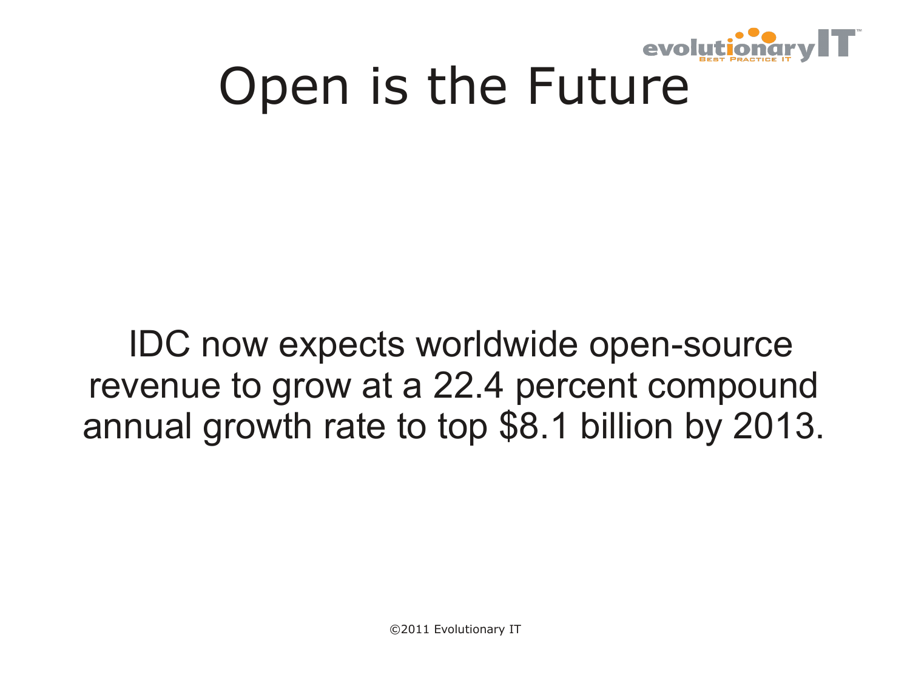# Open is the Future

IDC now expects worldwide open-source revenue to grow at a 22.4 percent compound annual growth rate to top $8.1 billion by 2013.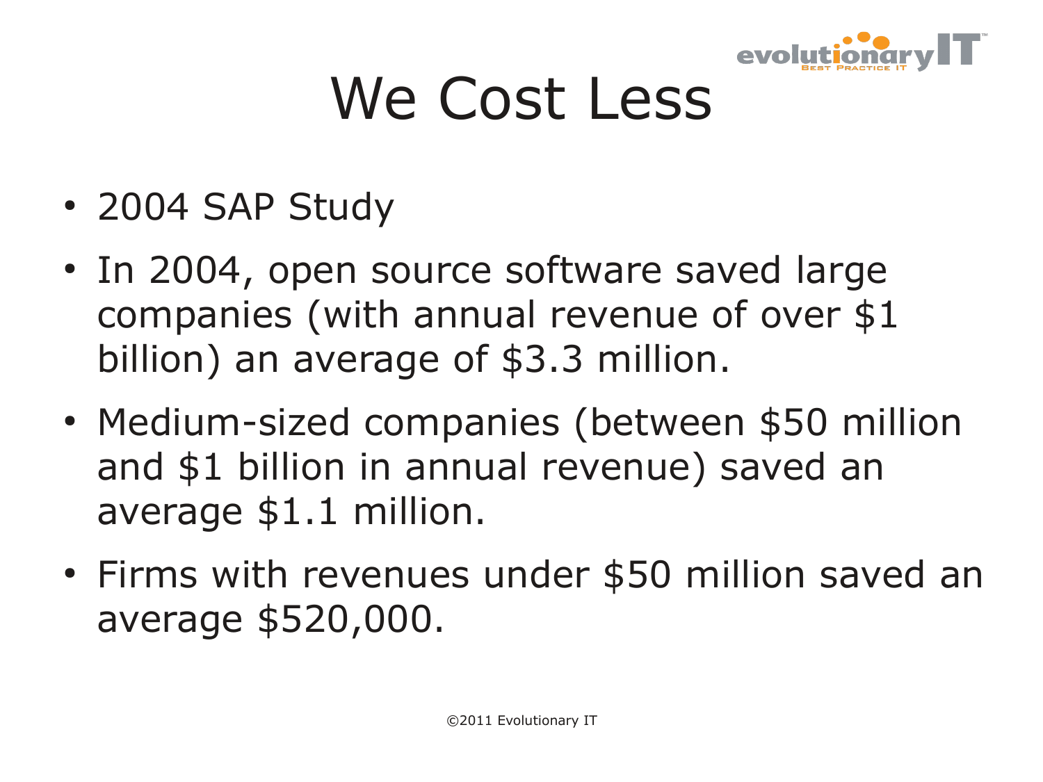# We Cost Less

- 2004 SAP Study
- In 2004, open source software saved large companies (with annual revenue of over $1 billion) an average of $3.3 million.
- Medium-sized companies (between $50 million and $1 billion in annual revenue) saved an average $1.1 million.
- Firms with revenues under $50 million saved an average $520,000.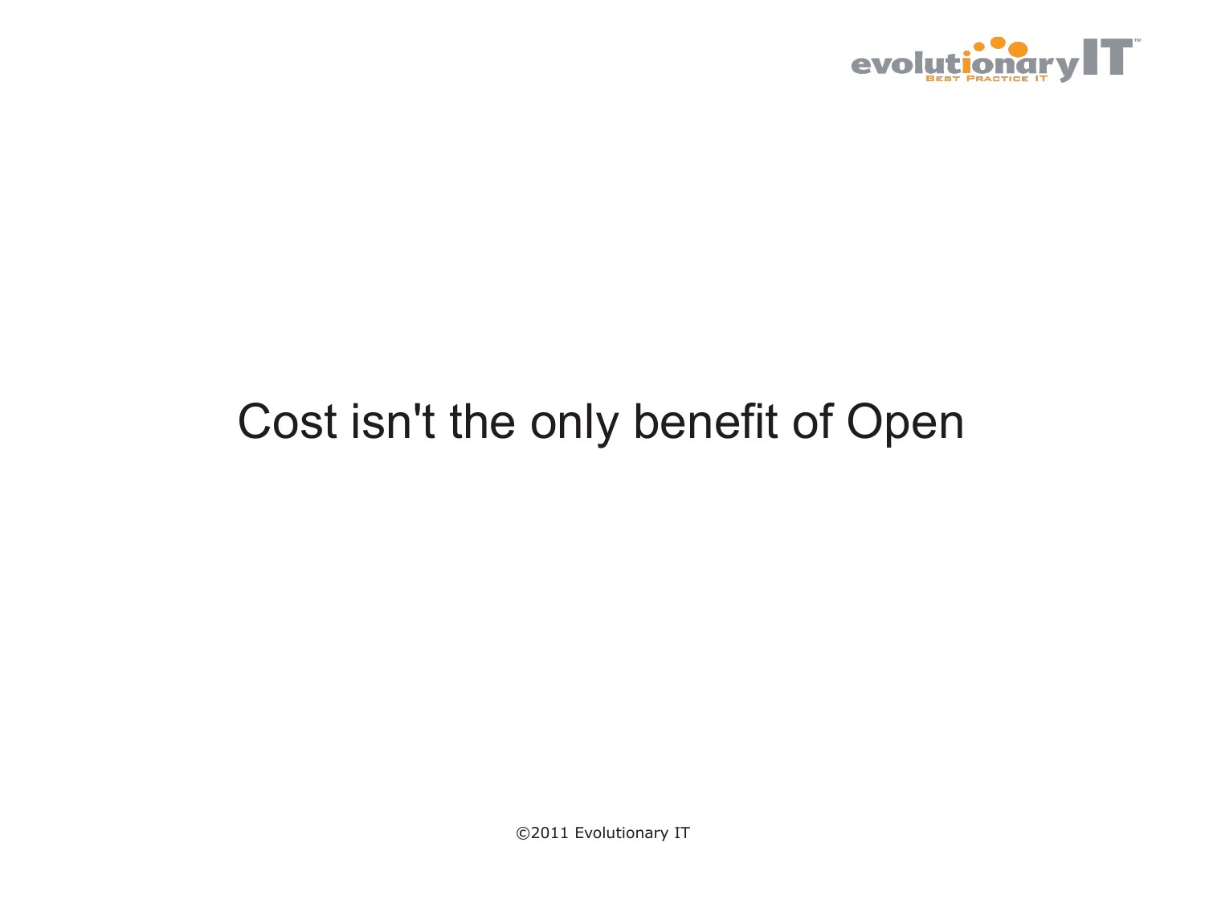# Cost isn't the only benefit of Open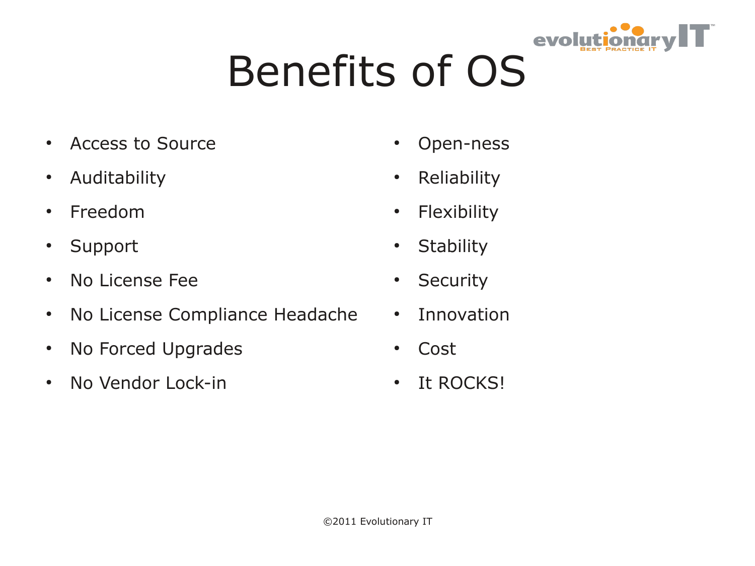# Benefits of OS

- Access to Source
- Auditability
- Freedom
- Support
- No License Fee
- No License Compliance Headache
- No Forced Upgrades
- No Vendor Lock-in
- Open-ness
- Reliability
- Flexibility
- Stability
- Security
- Innovation
- Cost
- It ROCKS!

©2011 Evolutionary IT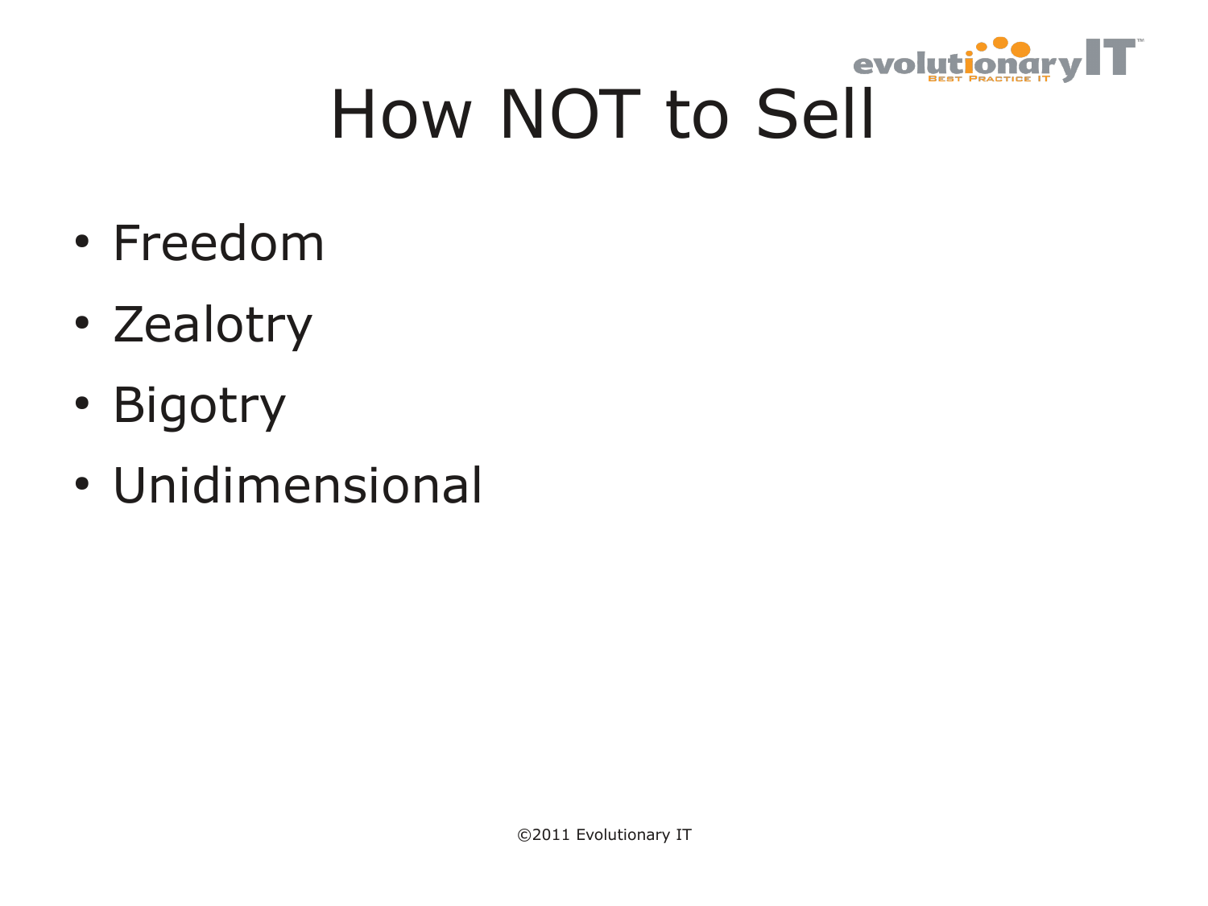# How NOT to Sell

- Freedom
- Zealotry
- Bigotry
- Unidimensional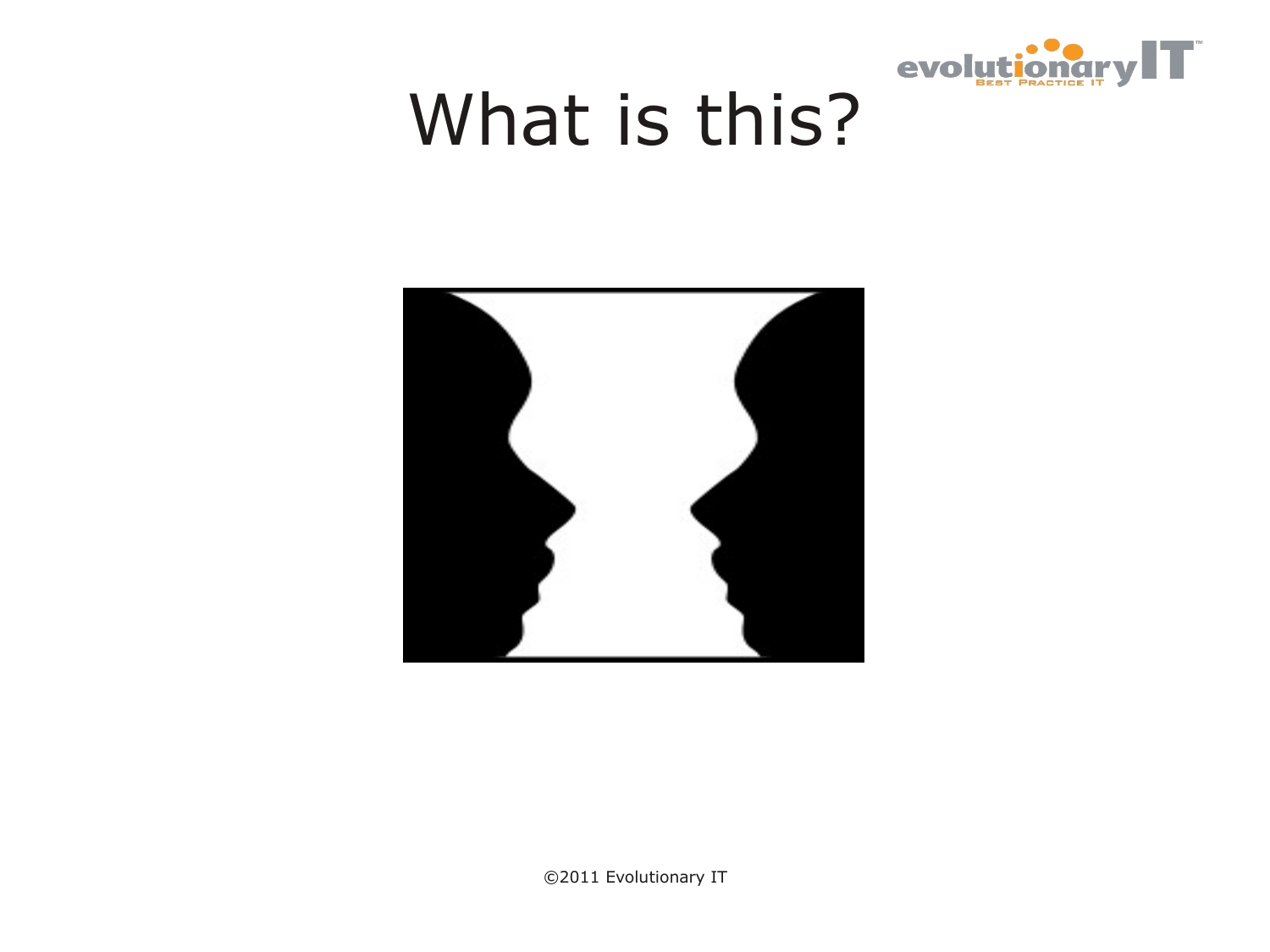# What is this?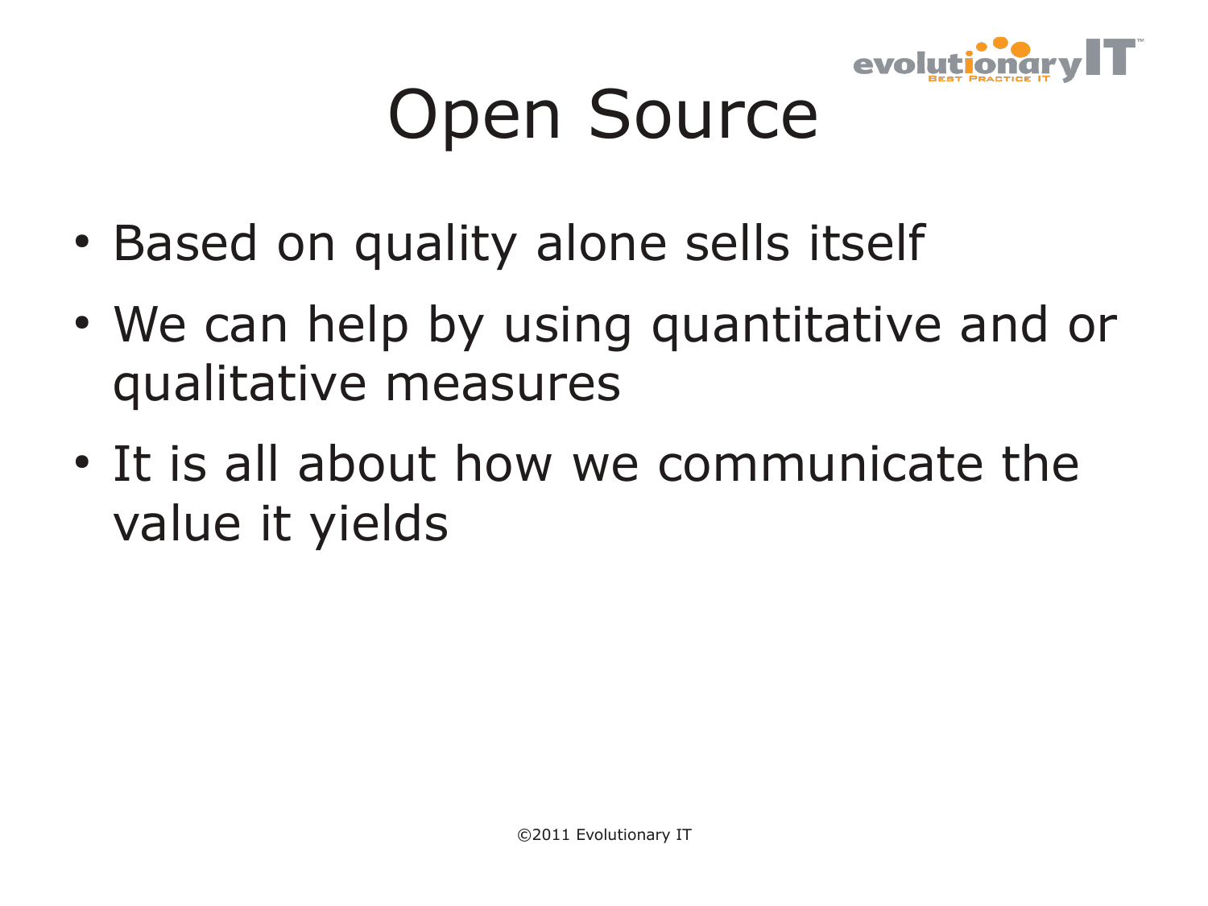# Open Source

- Based on quality alone sells itself
- We can help by using quantitative and or qualitative measures
- It is all about how we communicate the value it yields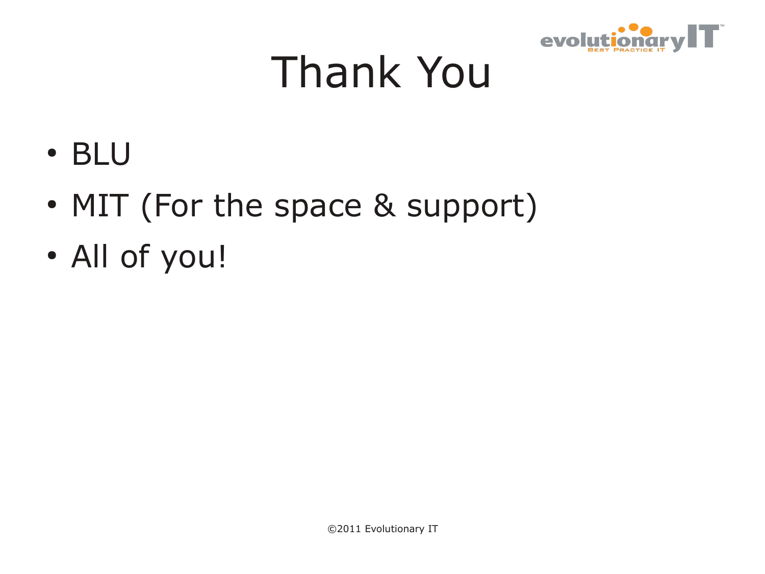# Thank You

- BLU
- MIT (For the space & support)
- All of you!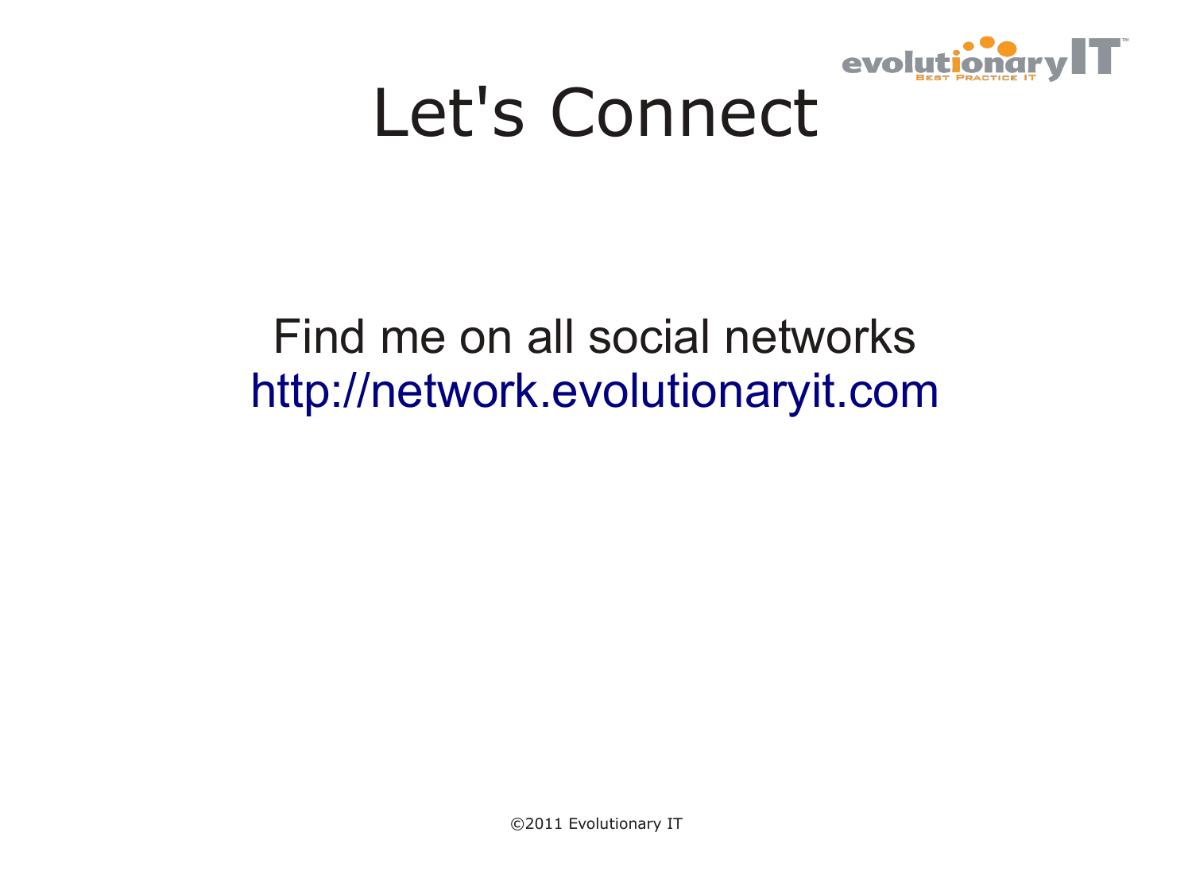# Let's Connect

Find me on all social networks
http://network.evolutionaryit.com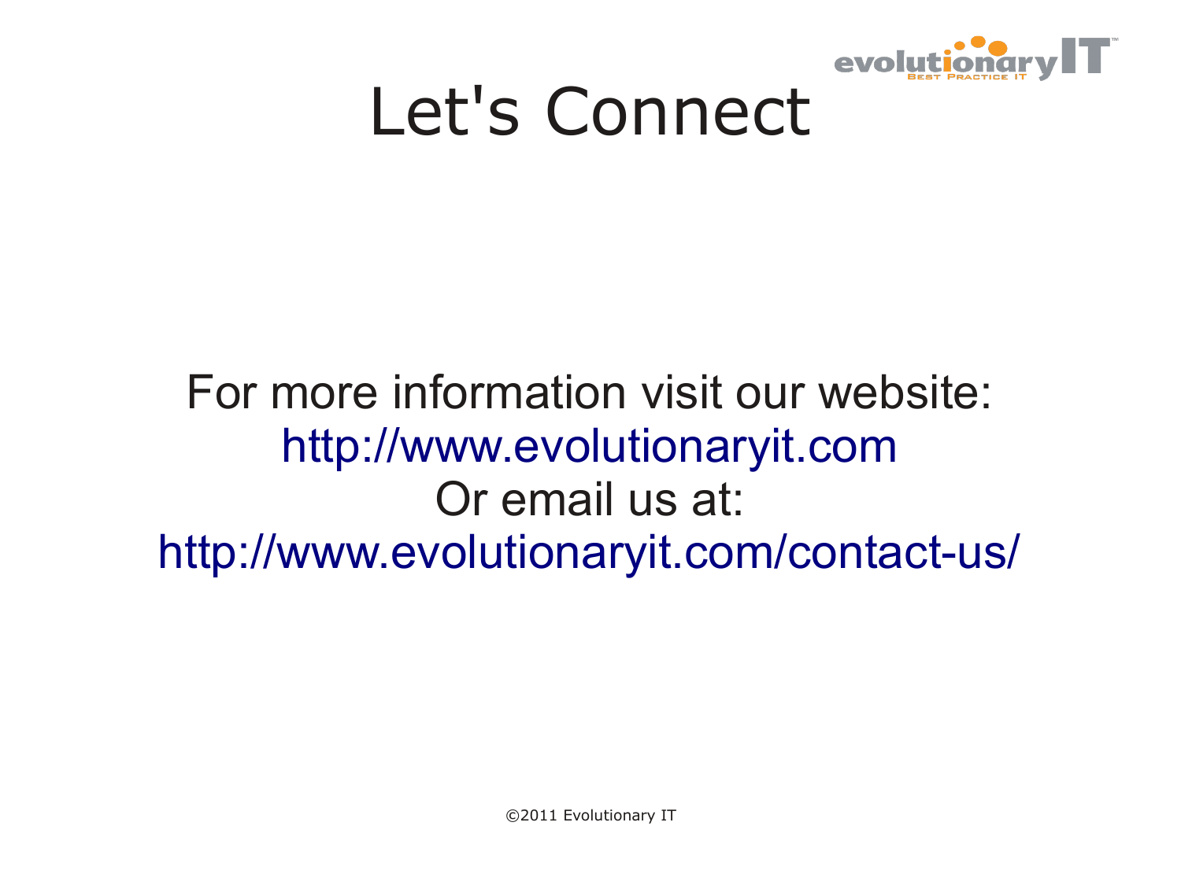# Let's Connect

For more information visit our website:
http://www.evolutionaryit.com
Or email us at:
http://www.evolutionaryit.com/contact-us/

©2011 Evolutionary IT